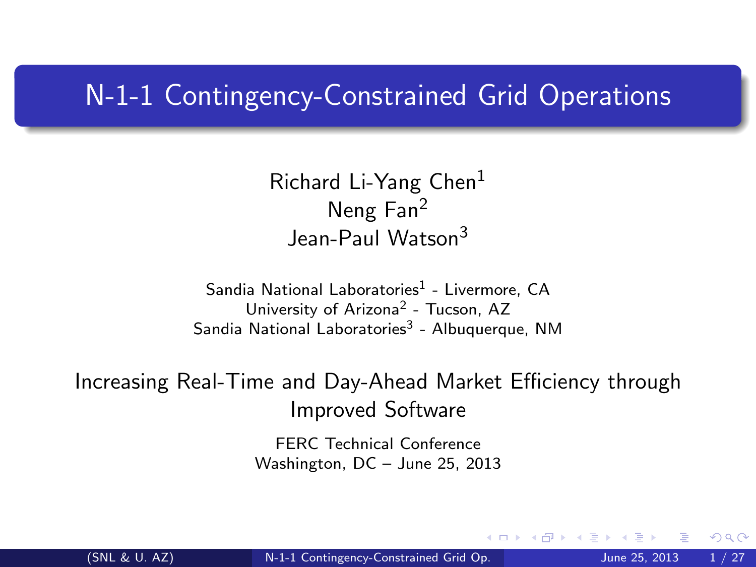# N-1-1 Contingency-Constrained Grid Operations

Richard Li-Yang Chen[1]
Neng Fan[2]
Jean-Paul Watson[3]

Sandia National Laboratories[1] - Livermore, CA
University of Arizona[2] - Tucson, AZ
Sandia National Laboratories[3] - Albuquerque, NM

Increasing Real-Time and Day-Ahead Market Efficiency through Improved Software

FERC Technical Conference
Washington, DC – June 25, 2013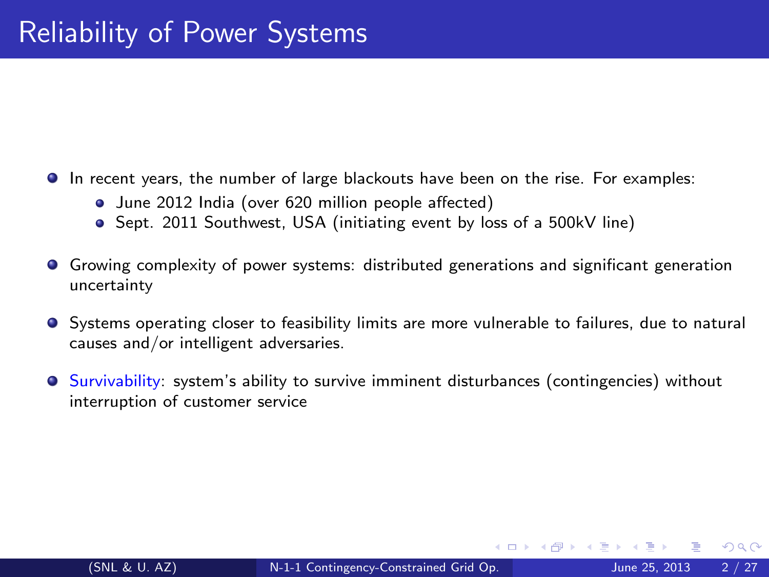# Reliability of Power Systems

- In recent years, the number of large blackouts have been on the rise. For examples:
  - June 2012 India (over 620 million people affected)
  - Sept. 2011 Southwest, USA (initiating event by loss of a 500kV line)
- Growing complexity of power systems: distributed generations and significant generation uncertainty
- Systems operating closer to feasibility limits are more vulnerable to failures, due to natural causes and/or intelligent adversaries.
- Survivability: system's ability to survive imminent disturbances (contingencies) without interruption of customer service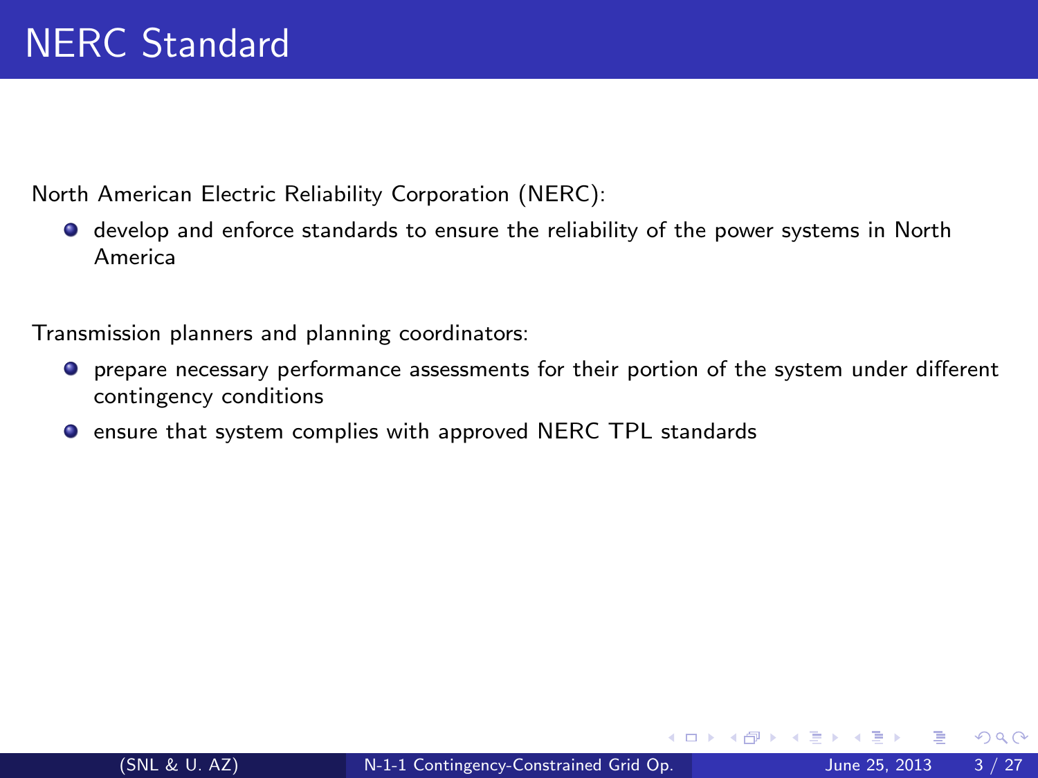# NERC Standard

North American Electric Reliability Corporation (NERC):

- develop and enforce standards to ensure the reliability of the power systems in North America

Transmission planners and planning coordinators:

- prepare necessary performance assessments for their portion of the system under different contingency conditions
- ensure that system complies with approved NERC TPL standards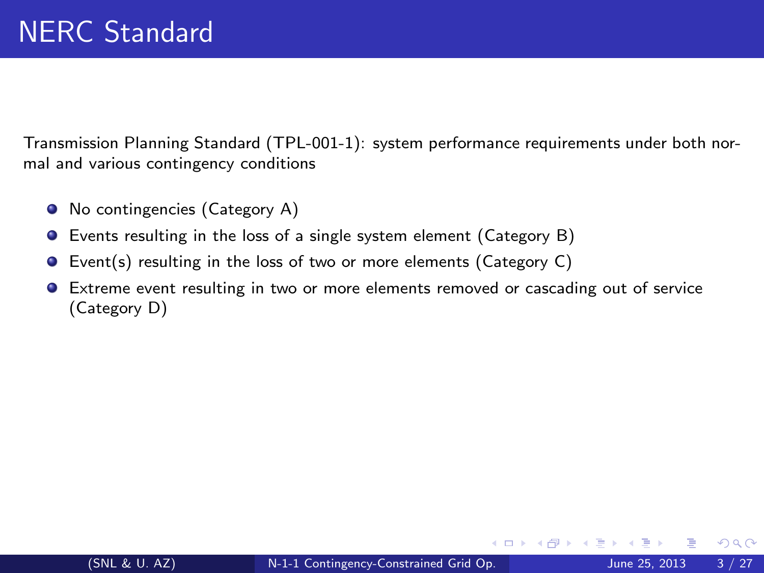# NERC Standard

Transmission Planning Standard (TPL-001-1): system performance requirements under both normal and various contingency conditions

- No contingencies (Category A)
- Events resulting in the loss of a single system element (Category B)
- Event(s) resulting in the loss of two or more elements (Category C)
- Extreme event resulting in two or more elements removed or cascading out of service (Category D)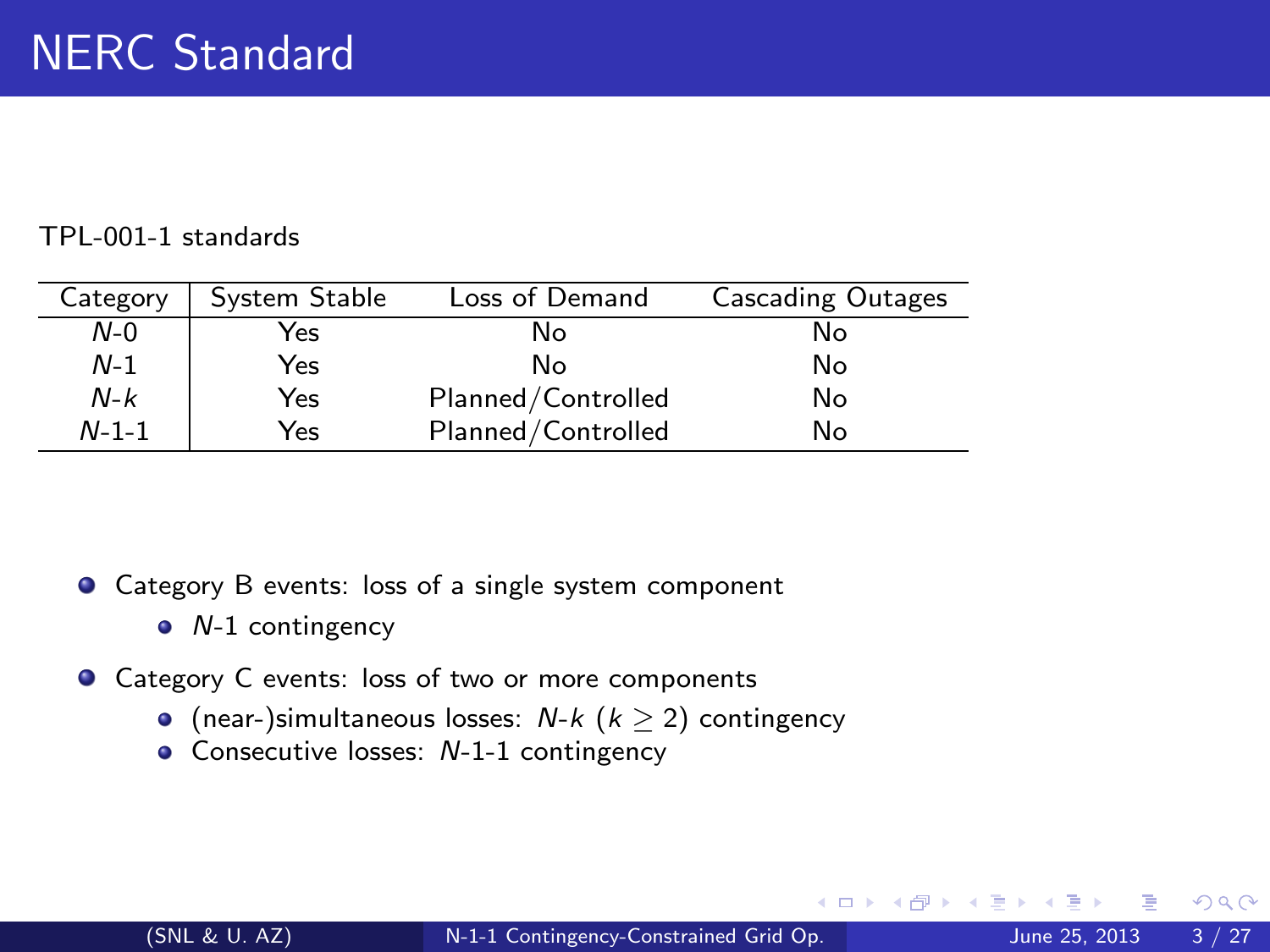# NERC Standard

TPL-001-1 standards

| Category | System Stable | Loss of Demand | Cascading Outages |
|---|---|---|---|
| $N$-0 | Yes | No | No |
| $N$-1 | Yes | No | No |
| $N$-$k$ | Yes | Planned/Controlled | No |
| $N$-1-1 | Yes | Planned/Controlled | No |

- Category B events: loss of a single system component
  - $N$-1 contingency
- Category C events: loss of two or more components
  - (near-)simultaneous losses: $N$-$k$ ($k \geq 2$) contingency
  - Consecutive losses: $N$-1-1 contingency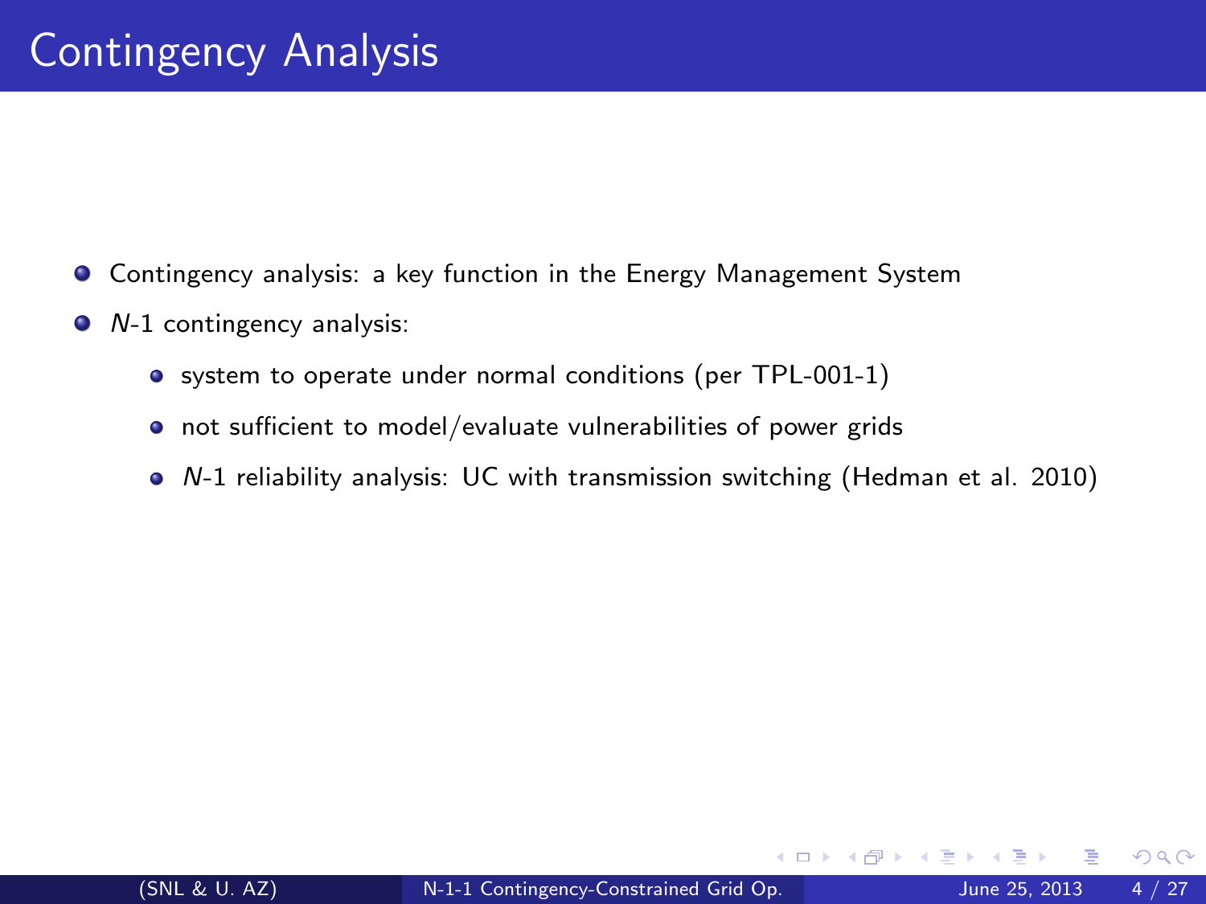# Contingency Analysis

- Contingency analysis: a key function in the Energy Management System
- $N$-1 contingency analysis:
  - system to operate under normal conditions (per TPL-001-1)
  - not sufficient to model/evaluate vulnerabilities of power grids
  - $N$-1 reliability analysis: UC with transmission switching (Hedman et al. 2010)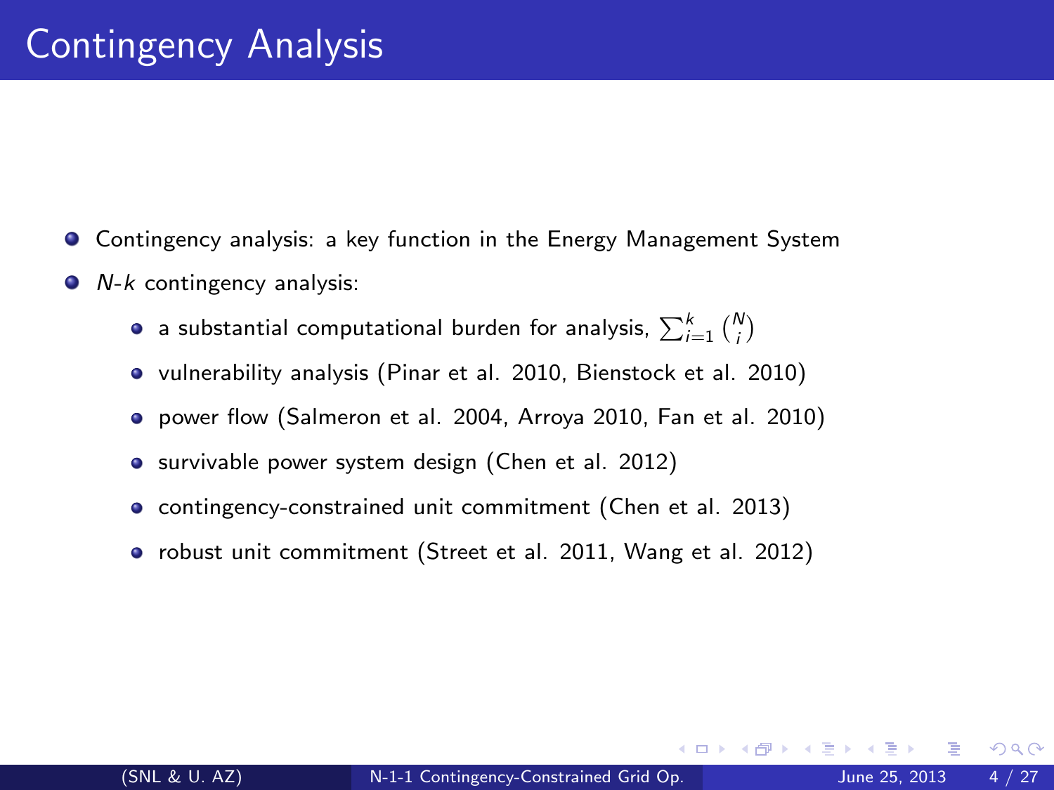# Contingency Analysis

- Contingency analysis: a key function in the Energy Management System
- *N*-*k* contingency analysis:
  - a substantial computational burden for analysis, $\sum_{i=1}^{k} \binom{N}{i}$
  - vulnerability analysis (Pinar et al. 2010, Bienstock et al. 2010)
  - power flow (Salmeron et al. 2004, Arroya 2010, Fan et al. 2010)
  - survivable power system design (Chen et al. 2012)
  - contingency-constrained unit commitment (Chen et al. 2013)
  - robust unit commitment (Street et al. 2011, Wang et al. 2012)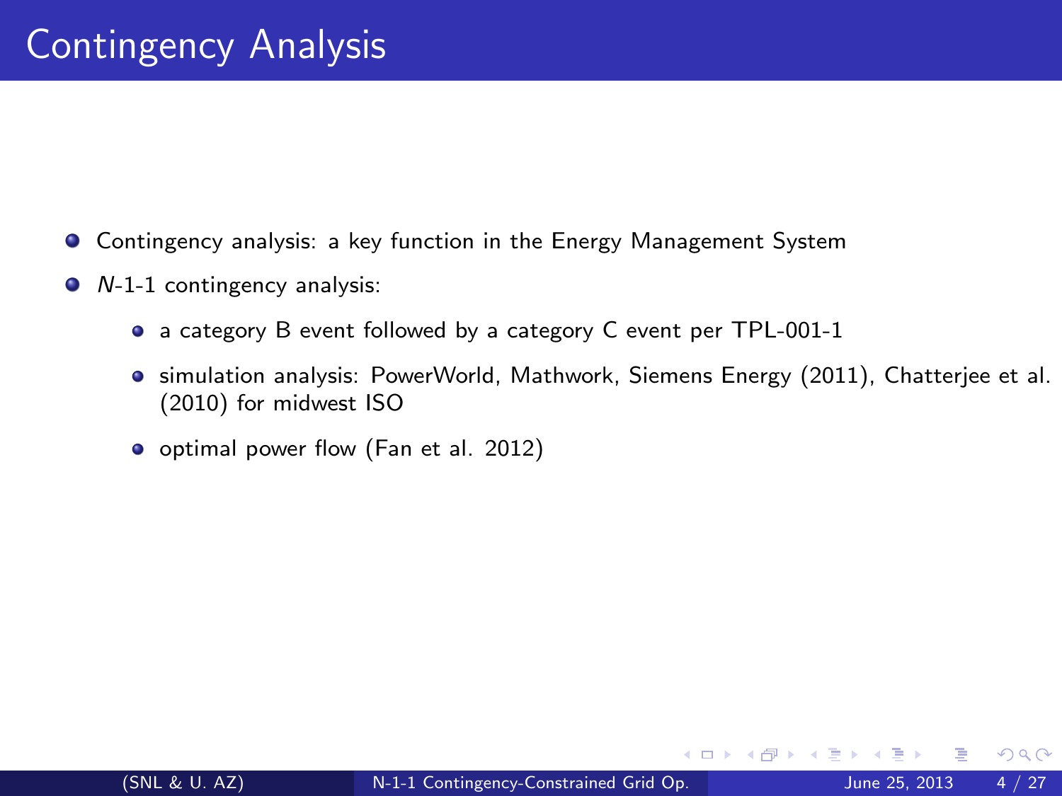# Contingency Analysis

- Contingency analysis: a key function in the Energy Management System
- *N*-1-1 contingency analysis:
  - a category B event followed by a category C event per TPL-001-1
  - simulation analysis: PowerWorld, Mathwork, Siemens Energy (2011), Chatterjee et al. (2010) for midwest ISO
  - optimal power flow (Fan et al. 2012)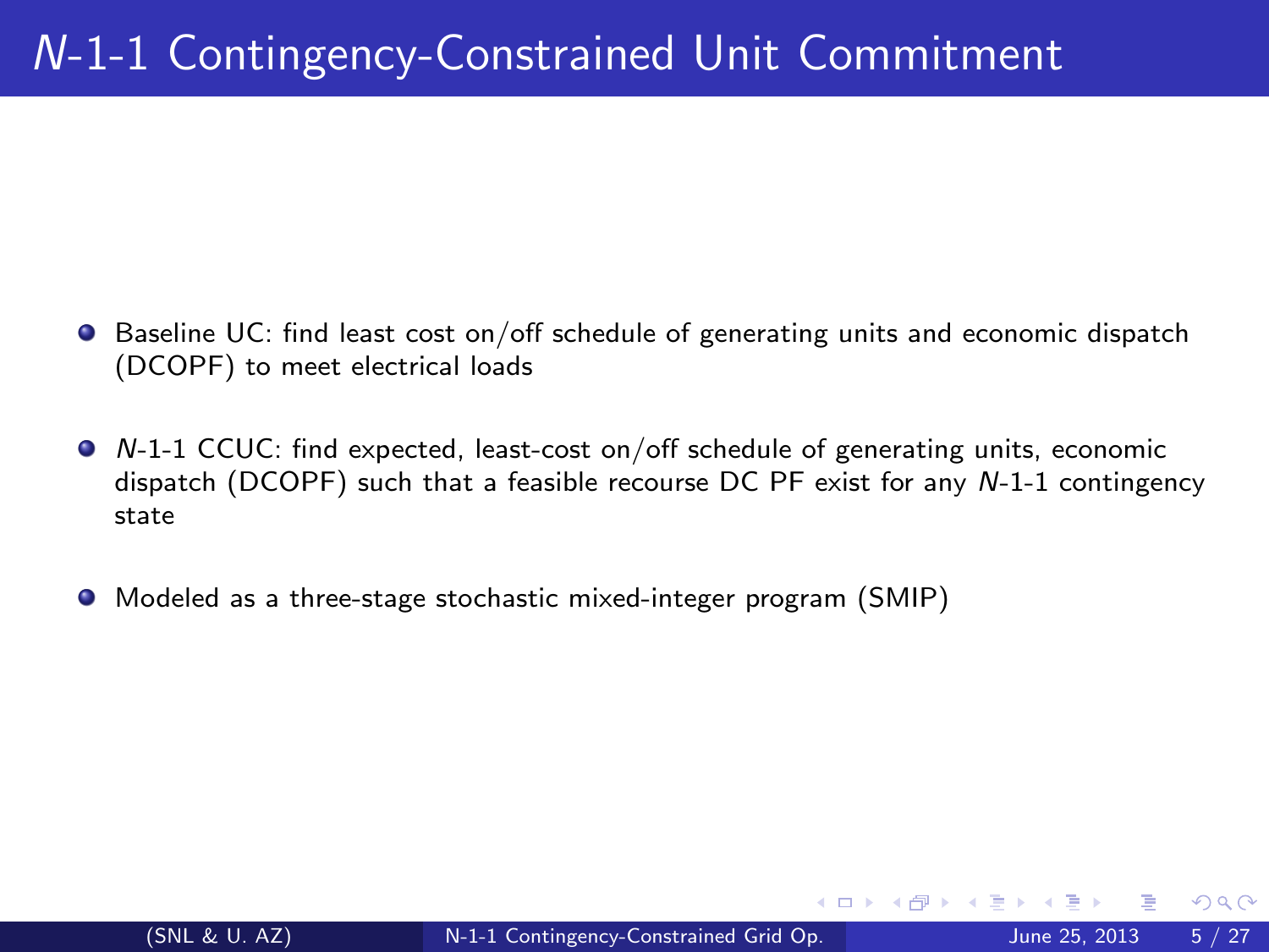# $N$-1-1 Contingency-Constrained Unit Commitment

- Baseline UC: find least cost on/off schedule of generating units and economic dispatch (DCOPF) to meet electrical loads
- $N$-1-1 CCUC: find expected, least-cost on/off schedule of generating units, economic dispatch (DCOPF) such that a feasible recourse DC PF exist for any $N$-1-1 contingency state
- Modeled as a three-stage stochastic mixed-integer program (SMIP)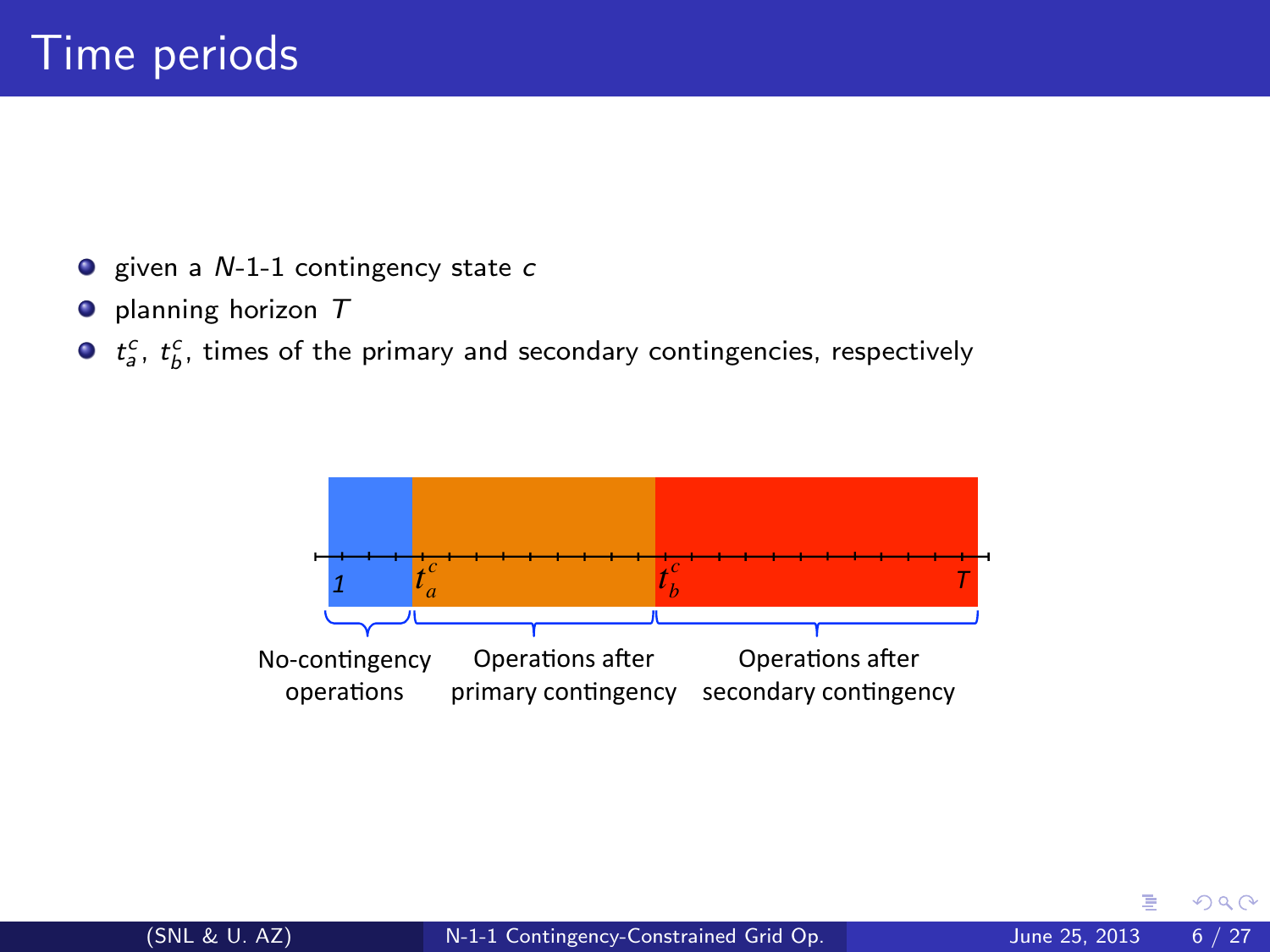# Time periods

- given a $N$-1-1 contingency state $c$
- planning horizon $T$
- $t_a^c$, $t_b^c$, times of the primary and secondary contingencies, respectively

1 $t_a^c$ $t_b^c$ $T$

No-contingency operations | Operations after primary contingency | Operations after secondary contingency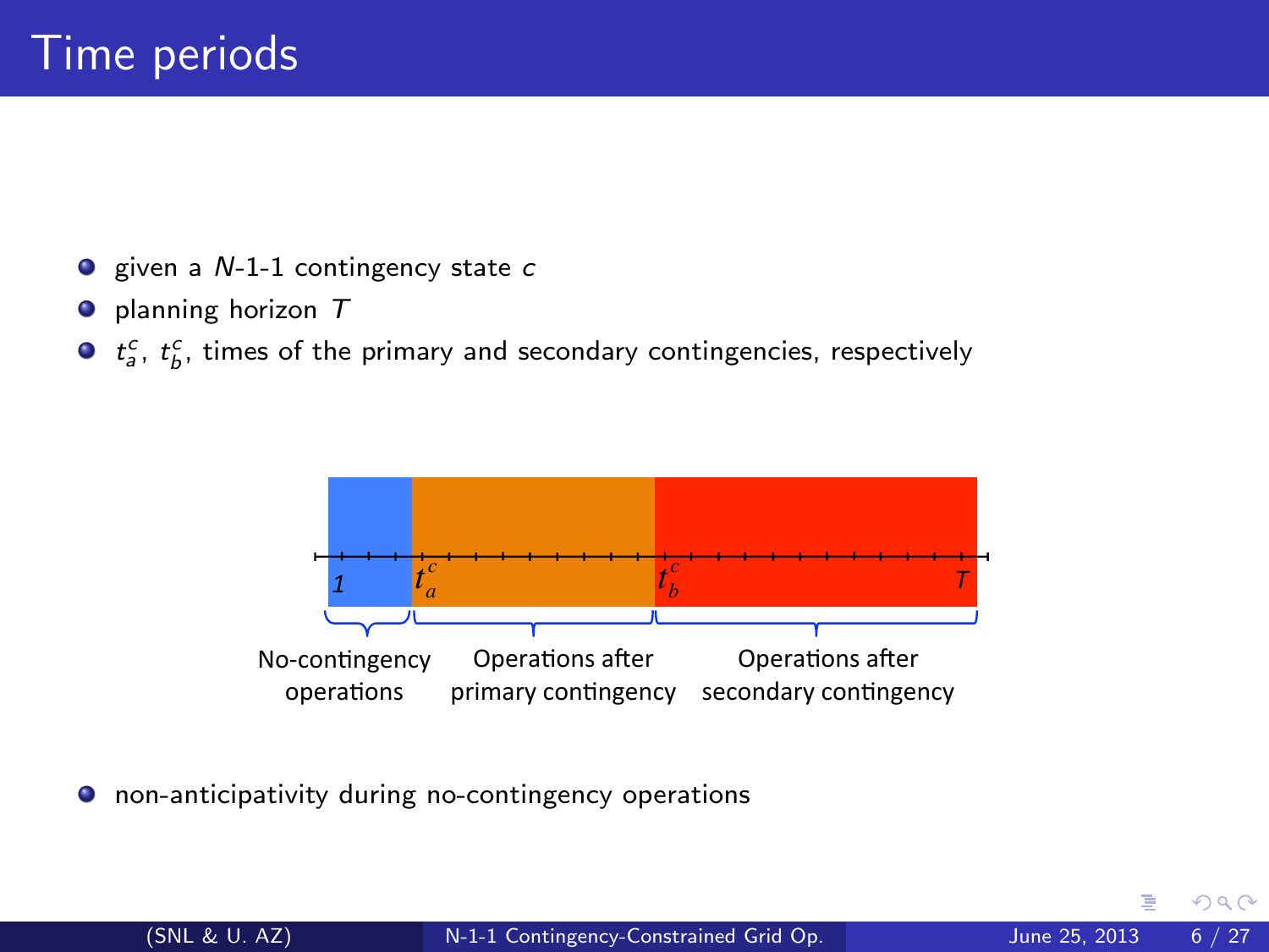# Time periods

- given a $N$-1-1 contingency state $c$
- planning horizon $T$
- $t_a^c$, $t_b^c$, times of the primary and secondary contingencies, respectively

1 $t_a^c$ $t_b^c$ $T$

No-contingency operations | Operations after primary contingency | Operations after secondary contingency

- non-anticipativity during no-contingency operations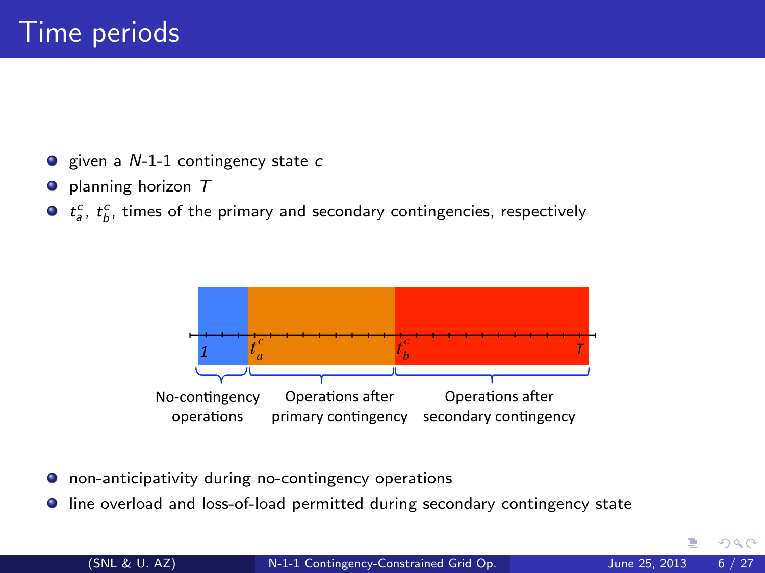# Time periods

- given a $N$-1-1 contingency state $c$
- planning horizon $T$
- $t_a^c$, $t_b^c$, times of the primary and secondary contingencies, respectively

| No-contingency operations | Operations after primary contingency | Operations after secondary contingency |
|---|---|---|
| $1$ … | $t_a^c$ … | $t_b^c$ … $T$ |

- non-anticipativity during no-contingency operations
- line overload and loss-of-load permitted during secondary contingency state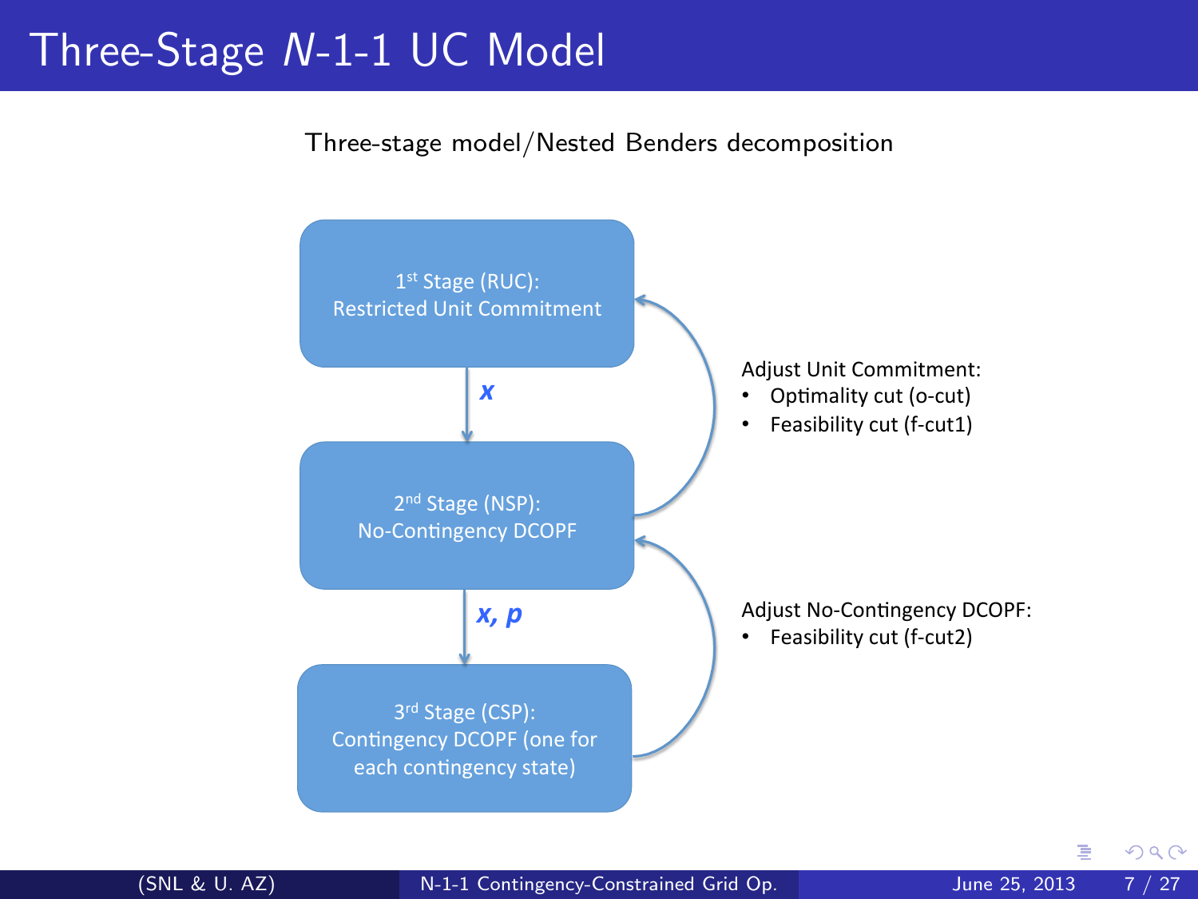# Three-Stage $N$-1-1 UC Model

Three-stage model/Nested Benders decomposition

1[st] Stage (RUC):
Restricted Unit Commitment

$\boldsymbol{x}$

2[nd] Stage (NSP):
No-Contingency DCOPF

$\boldsymbol{x}, \boldsymbol{p}$

3[rd] Stage (CSP):
Contingency DCOPF (one for each contingency state)

Adjust Unit Commitment:

- Optimality cut (o-cut)
- Feasibility cut (f-cut1)

Adjust No-Contingency DCOPF:

- Feasibility cut (f-cut2)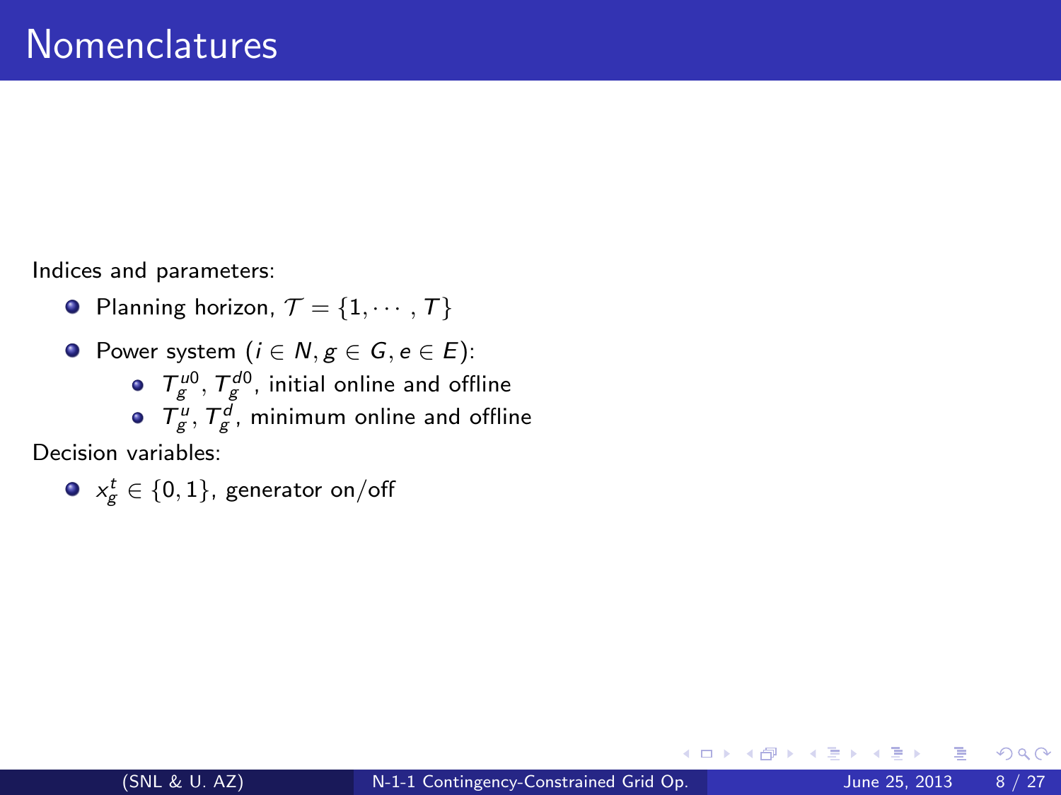# Nomenclatures

Indices and parameters:

- Planning horizon, $\mathcal{T} = \{1, \cdots, T\}$
- Power system ($i \in N, g \in G, e \in E$):
  - $T_g^{u0}$, $T_g^{d0}$, initial online and offline
  - $T_g^{u}$, $T_g^{d}$, minimum online and offline

Decision variables:

- $x_g^t \in \{0, 1\}$, generator on/off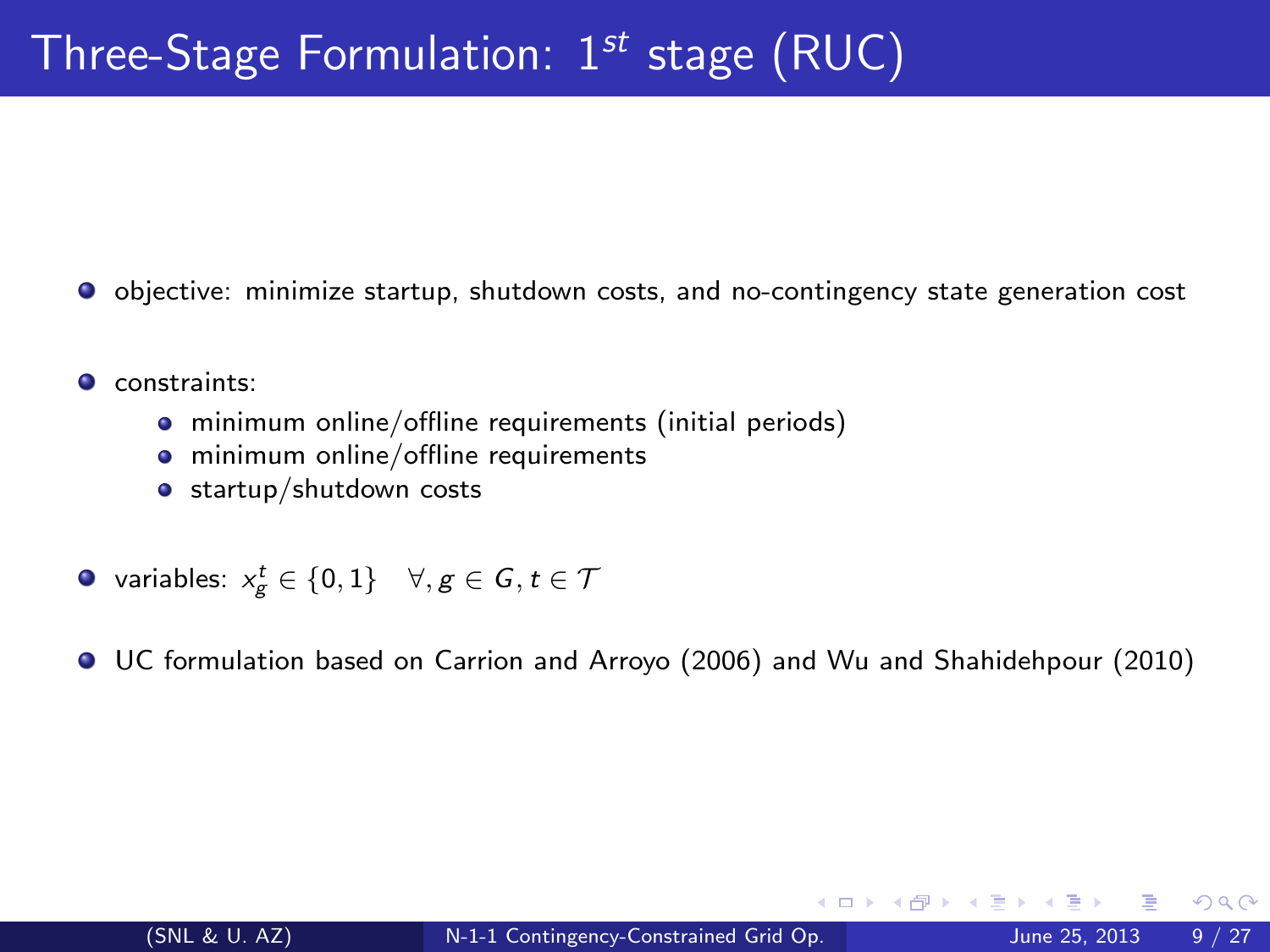# Three-Stage Formulation: $1^{st}$ stage (RUC)

- objective: minimize startup, shutdown costs, and no-contingency state generation cost
- constraints:
  - minimum online/offline requirements (initial periods)
  - minimum online/offline requirements
  - startup/shutdown costs
- variables: $x_g^t \in \{0, 1\} \quad \forall, g \in G, t \in \mathcal{T}$
- UC formulation based on Carrion and Arroyo (2006) and Wu and Shahidehpour (2010)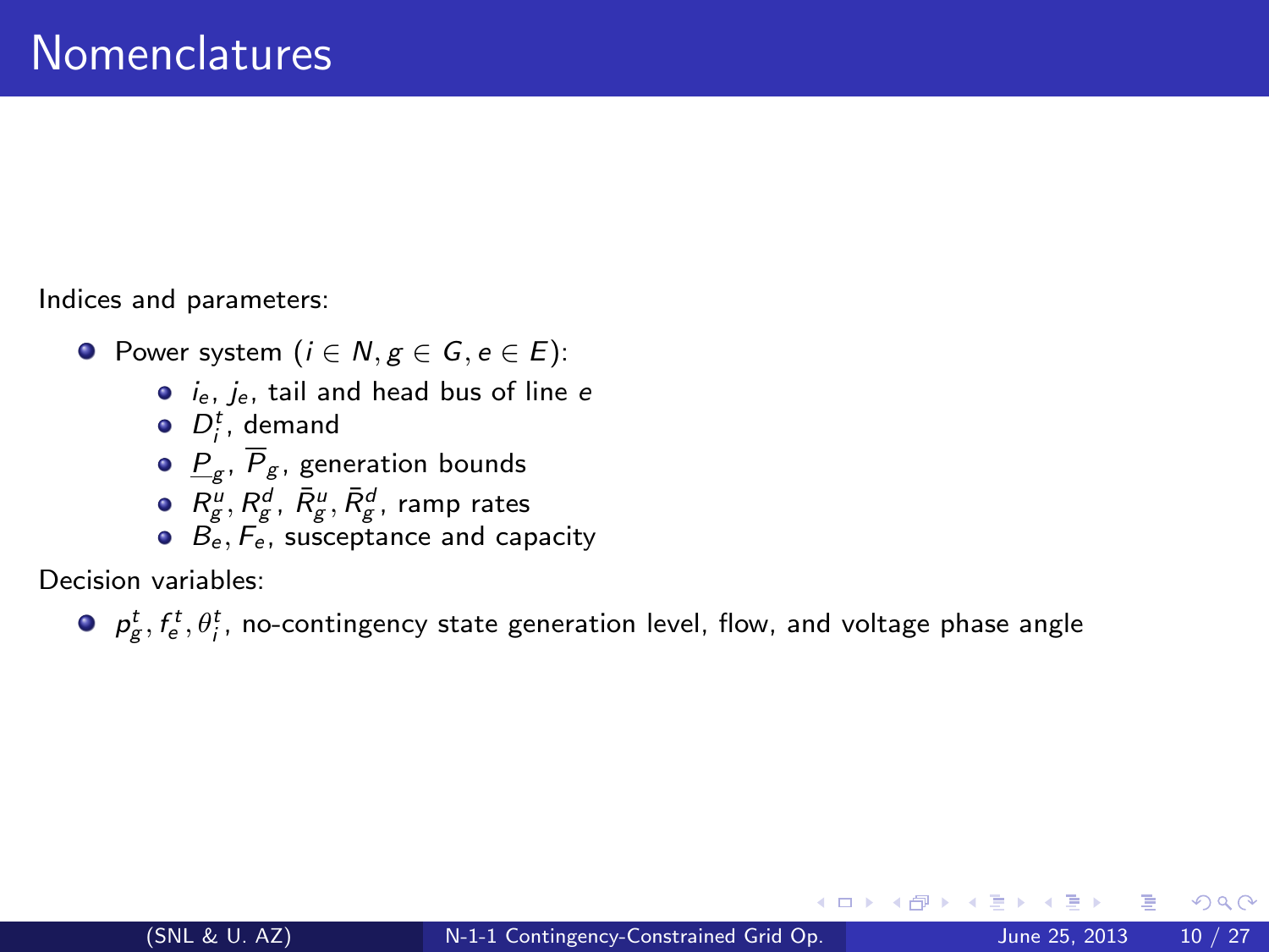# Nomenclatures

Indices and parameters:

- Power system ($i \in N, g \in G, e \in E$):
  - $i_e$, $j_e$, tail and head bus of line $e$
  - $D_i^t$, demand
  - $\underline{P}_g$, $\overline{P}_g$, generation bounds
  - $R_g^u, R_g^d$, $\bar{R}_g^u, \bar{R}_g^d$, ramp rates
  - $B_e, F_e$, susceptance and capacity

Decision variables:

- $p_g^t, f_e^t, \theta_i^t$, no-contingency state generation level, flow, and voltage phase angle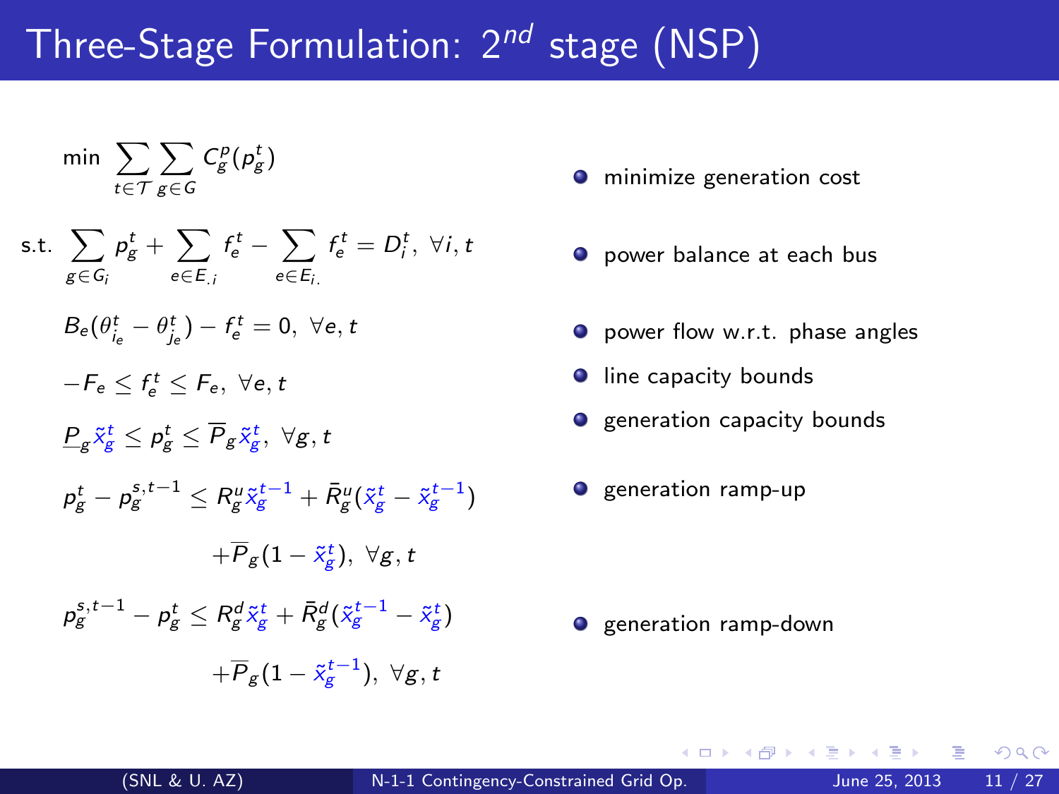# Three-Stage Formulation: $2^{nd}$ stage (NSP)

$$\min \sum_{t \in \mathcal{T}} \sum_{g \in G} C_g^p(p_g^t)$$

- minimize generation cost

$$\text{s.t.} \sum_{g \in G_i} p_g^t + \sum_{e \in E_{\cdot i}} f_e^t - \sum_{e \in E_{i \cdot}} f_e^t = D_i^t, \ \forall i, t$$

- power balance at each bus

$$B_e(\theta_{i_e}^t - \theta_{j_e}^t) - f_e^t = 0, \ \forall e, t$$

- power flow w.r.t. phase angles

$$-F_e \leq f_e^t \leq F_e, \ \forall e, t$$

- line capacity bounds

$$\underline{P}_g \tilde{x}_g^t \leq p_g^t \leq \overline{P}_g \tilde{x}_g^t, \ \forall g, t$$

- generation capacity bounds

$$p_g^t - p_g^{s,t-1} \leq R_g^u \tilde{x}_g^{t-1} + \bar{R}_g^u(\tilde{x}_g^t - \tilde{x}_g^{t-1}) + \overline{P}_g(1 - \tilde{x}_g^t), \ \forall g, t$$

- generation ramp-up

$$p_g^{s,t-1} - p_g^t \leq R_g^d \tilde{x}_g^t + \bar{R}_g^d(\tilde{x}_g^{t-1} - \tilde{x}_g^t) + \overline{P}_g(1 - \tilde{x}_g^{t-1}), \ \forall g, t$$

- generation ramp-down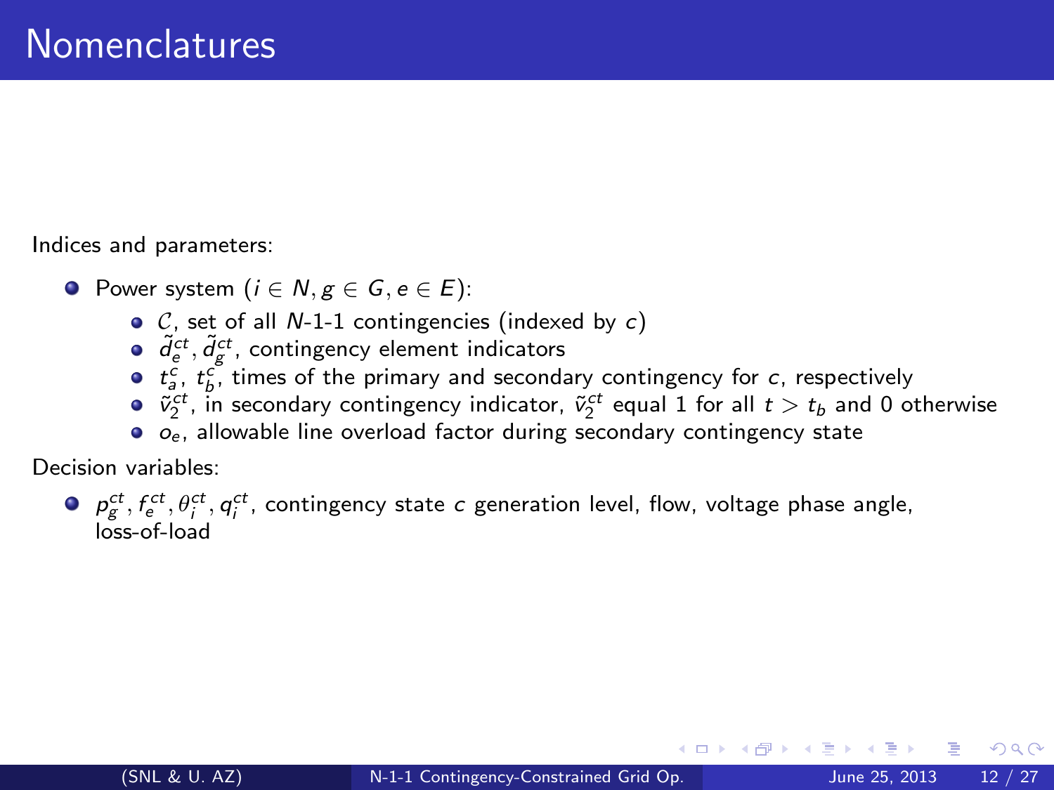# Nomenclatures

Indices and parameters:

- Power system ($i \in N, g \in G, e \in E$):
  - $\mathcal{C}$, set of all $N$-1-1 contingencies (indexed by $c$)
  - $\tilde{d}_e^{ct}, \tilde{d}_g^{ct}$, contingency element indicators
  - $t_a^c$, $t_b^c$, times of the primary and secondary contingency for $c$, respectively
  - $\tilde{v}_2^{ct}$, in secondary contingency indicator, $\tilde{v}_2^{ct}$ equal 1 for all $t > t_b$ and 0 otherwise
  - $o_e$, allowable line overload factor during secondary contingency state

Decision variables:

- $p_g^{ct}, f_e^{ct}, \theta_i^{ct}, q_i^{ct}$, contingency state $c$ generation level, flow, voltage phase angle, loss-of-load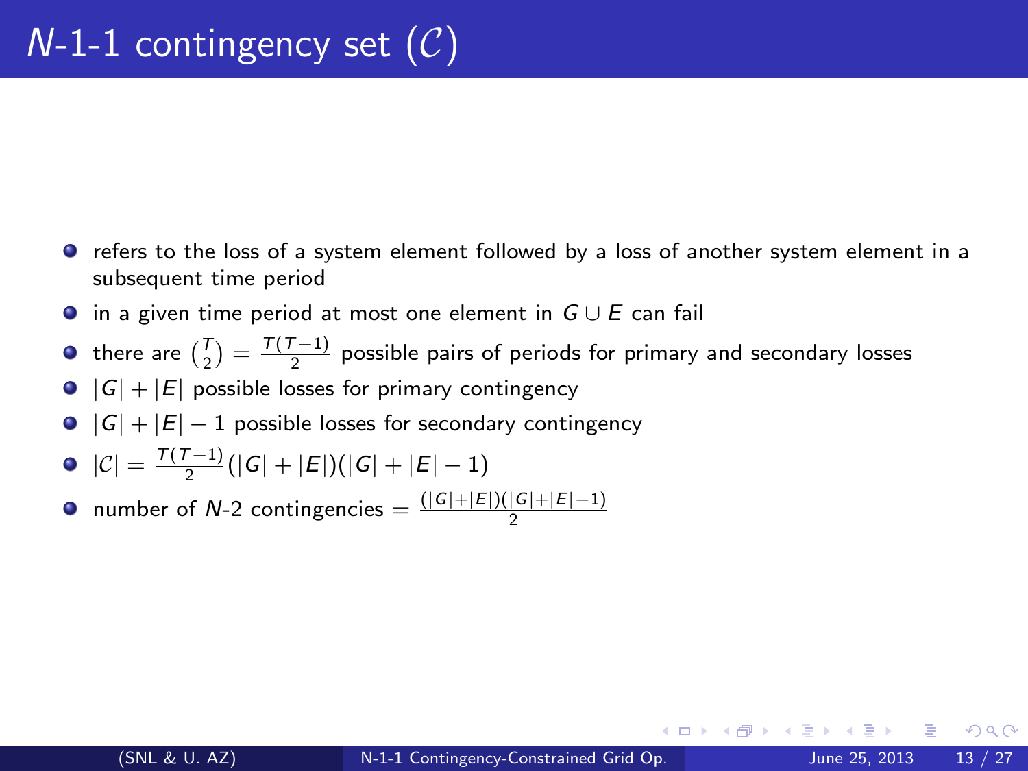# $N$-1-1 contingency set ($\mathcal{C}$)

- refers to the loss of a system element followed by a loss of another system element in a subsequent time period
- in a given time period at most one element in $G \cup E$ can fail
- there are $\binom{T}{2} = \frac{T(T-1)}{2}$ possible pairs of periods for primary and secondary losses
- $|G| + |E|$ possible losses for primary contingency
- $|G| + |E| - 1$ possible losses for secondary contingency
- $|\mathcal{C}| = \frac{T(T-1)}{2}(|G| + |E|)(|G| + |E| - 1)$
- number of $N$-2 contingencies $= \frac{(|G|+|E|)(|G|+|E|-1)}{2}$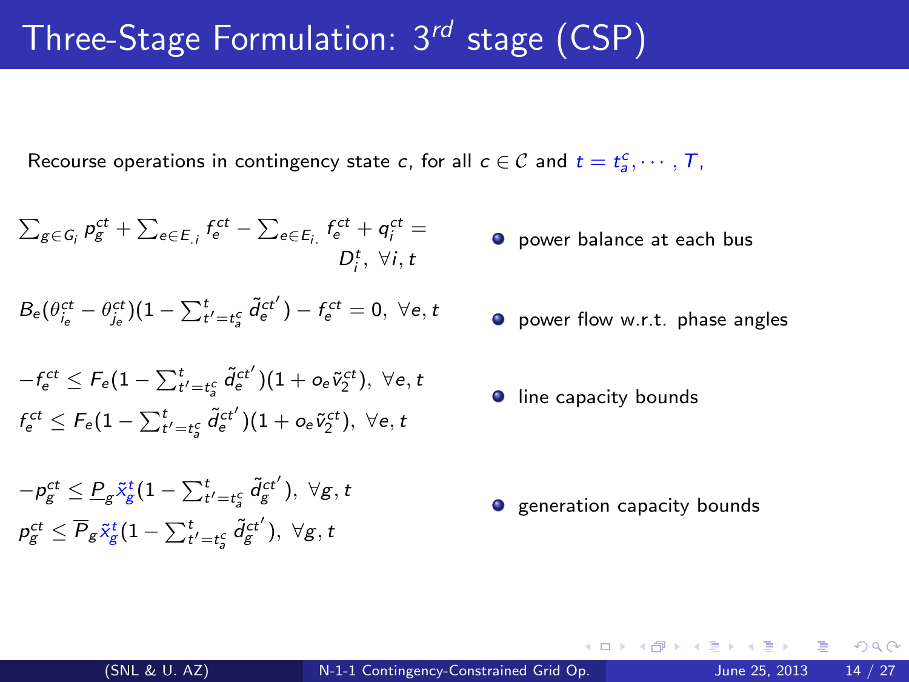# Three-Stage Formulation: $3^{rd}$ stage (CSP)

Recourse operations in contingency state $c$, for all $c \in \mathcal{C}$ and $t = t_a^c, \cdots, T$,

$$\sum_{g \in G_i} p_g^{ct} + \sum_{e \in E_{.i}} f_e^{ct} - \sum_{e \in E_{i.}} f_e^{ct} + q_i^{ct} = D_i^t, \ \forall i, t$$

- power balance at each bus

$$B_e(\theta_{i_e}^{ct} - \theta_{j_e}^{ct})(1 - \sum_{t'=t_a^c}^{t} \tilde{d}_e^{ct'}) - f_e^{ct} = 0, \ \forall e, t$$

- power flow w.r.t. phase angles

$$-f_e^{ct} \le F_e(1 - \sum_{t'=t_a^c}^{t} \tilde{d}_e^{ct'})(1 + o_e \tilde{v}_2^{ct}), \ \forall e, t$$

$$f_e^{ct} \le F_e(1 - \sum_{t'=t_a^c}^{t} \tilde{d}_e^{ct'})(1 + o_e \tilde{v}_2^{ct}), \ \forall e, t$$

- line capacity bounds

$$-p_g^{ct} \le \underline{P}_g \tilde{x}_g^t (1 - \sum_{t'=t_a^c}^{t} \tilde{d}_g^{ct'}), \ \forall g, t$$

$$p_g^{ct} \le \overline{P}_g \tilde{x}_g^t (1 - \sum_{t'=t_a^c}^{t} \tilde{d}_g^{ct'}), \ \forall g, t$$

- generation capacity bounds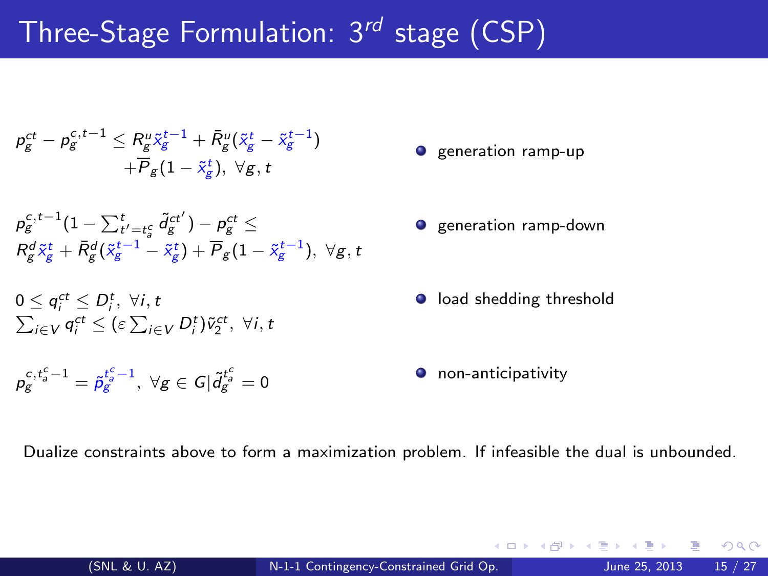# Three-Stage Formulation: $3^{rd}$ stage (CSP)

$$p_g^{ct} - p_g^{c,t-1} \leq R_g^u \tilde{x}_g^{t-1} + \bar{R}_g^u(\tilde{x}_g^t - \tilde{x}_g^{t-1}) + \overline{P}_g(1 - \tilde{x}_g^t), \ \forall g, t$$

- generation ramp-up

$$p_g^{c,t-1}(1 - \sum_{t'=t_a^c}^{t} \tilde{d}_g^{ct'}) - p_g^{ct} \leq R_g^d \tilde{x}_g^t + \bar{R}_g^d(\tilde{x}_g^{t-1} - \tilde{x}_g^t) + \overline{P}_g(1 - \tilde{x}_g^{t-1}), \ \forall g, t$$

- generation ramp-down

$$0 \leq q_i^{ct} \leq D_i^t, \ \forall i, t$$
$$\sum_{i \in V} q_i^{ct} \leq (\varepsilon \sum_{i \in V} D_i^t) \tilde{v}_2^{ct}, \ \forall i, t$$

- load shedding threshold

$$p_g^{c,t_a^c-1} = \tilde{p}_g^{t_a^c-1}, \ \forall g \in G | \tilde{d}_g^{t_a^c} = 0$$

- non-anticipativity

Dualize constraints above to form a maximization problem. If infeasible the dual is unbounded.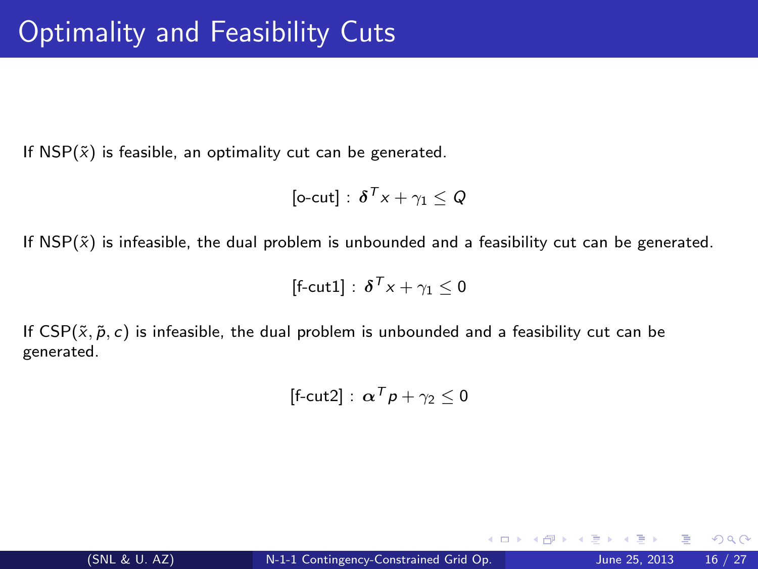# Optimality and Feasibility Cuts

If $\text{NSP}(\tilde{x})$ is feasible, an optimality cut can be generated.

$$[\text{o-cut}] : \boldsymbol{\delta}^T x + \gamma_1 \leq Q$$

If $\text{NSP}(\tilde{x})$ is infeasible, the dual problem is unbounded and a feasibility cut can be generated.

$$[\text{f-cut1}] : \boldsymbol{\delta}^T x + \gamma_1 \leq 0$$

If $\text{CSP}(\tilde{x}, \tilde{p}, c)$ is infeasible, the dual problem is unbounded and a feasibility cut can be generated.

$$[\text{f-cut2}] : \boldsymbol{\alpha}^T p + \gamma_2 \leq 0$$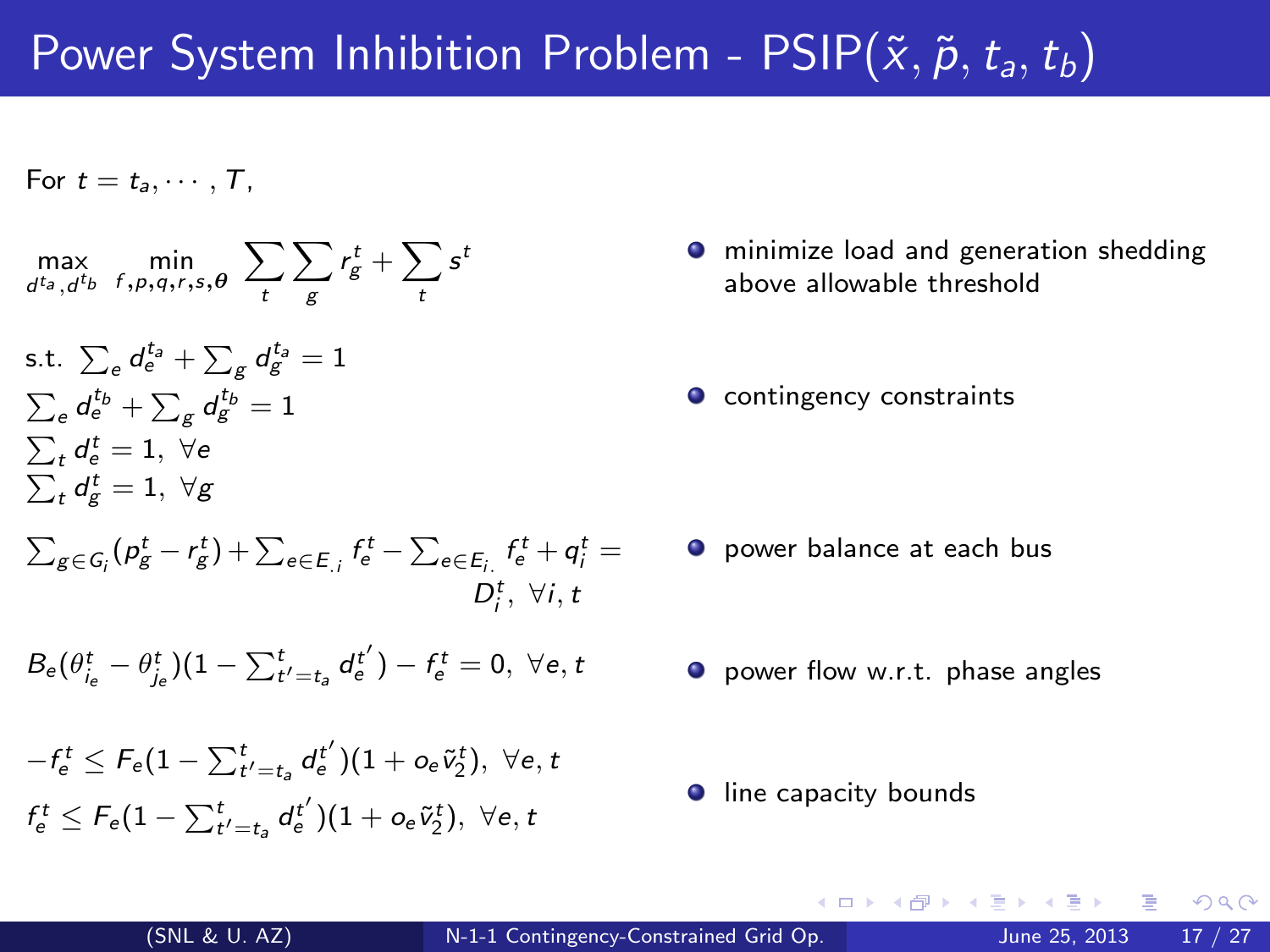# Power System Inhibition Problem - PSIP($\tilde{x}$, $\tilde{p}$, $t_a$, $t_b$)

For $t = t_a, \cdots, T$,

$$\max_{d^{t_a}, d^{t_b}} \min_{f,p,q,r,s,\theta} \sum_t \sum_g r_g^t + \sum_t s^t$$

- minimize load and generation shedding above allowable threshold

s.t. $\sum_e d_e^{t_a} + \sum_g d_g^{t_a} = 1$
$\sum_e d_e^{t_b} + \sum_g d_g^{t_b} = 1$
$\sum_t d_e^t = 1, \; \forall e$
$\sum_t d_g^t = 1, \; \forall g$

- contingency constraints

$$\sum_{g \in G_i} (p_g^t - r_g^t) + \sum_{e \in E_{.i}} f_e^t - \sum_{e \in E_{i.}} f_e^t + q_i^t = D_i^t, \; \forall i, t$$

- power balance at each bus

$$B_e(\theta_{i_e}^t - \theta_{j_e}^t)(1 - \sum_{t'=t_a}^{t} d_e^{t'}) - f_e^t = 0, \; \forall e, t$$

- power flow w.r.t. phase angles

$$-f_e^t \leq F_e(1 - \sum_{t'=t_a}^{t} d_e^{t'})(1 + o_e \tilde{v}_2^t), \; \forall e, t$$
$$f_e^t \leq F_e(1 - \sum_{t'=t_a}^{t} d_e^{t'})(1 + o_e \tilde{v}_2^t), \; \forall e, t$$

- line capacity bounds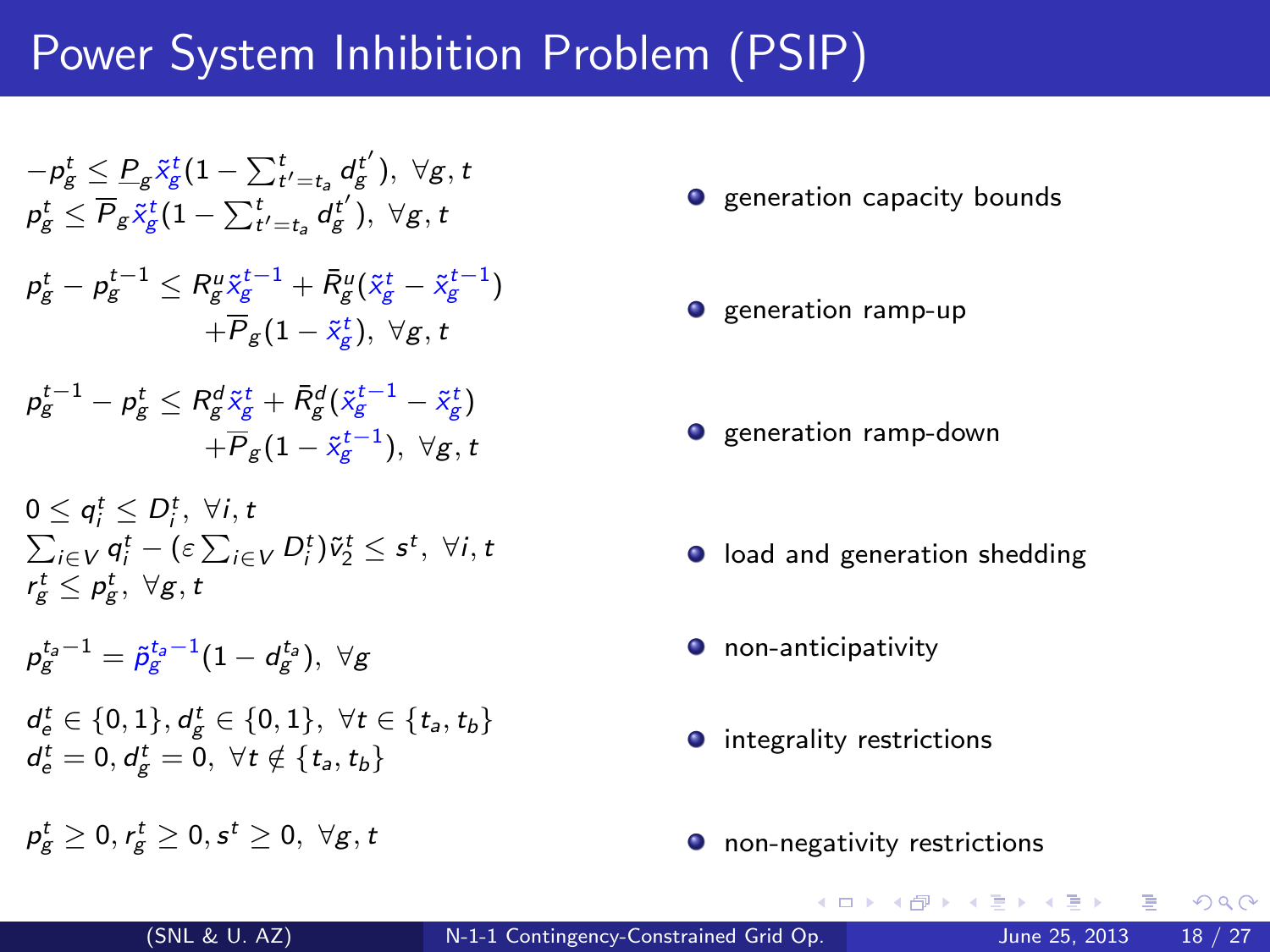# Power System Inhibition Problem (PSIP)

$$-p_g^t \leq \underline{P}_g \tilde{x}_g^t (1 - \textstyle\sum_{t'=t_a}^{t} d_g^{t'}),\ \forall g, t$$
$$p_g^t \leq \overline{P}_g \tilde{x}_g^t (1 - \textstyle\sum_{t'=t_a}^{t} d_g^{t'}),\ \forall g, t$$

- generation capacity bounds

$$p_g^t - p_g^{t-1} \leq R_g^u \tilde{x}_g^{t-1} + \bar{R}_g^u (\tilde{x}_g^t - \tilde{x}_g^{t-1}) + \overline{P}_g (1 - \tilde{x}_g^t),\ \forall g, t$$

- generation ramp-up

$$p_g^{t-1} - p_g^t \leq R_g^d \tilde{x}_g^t + \bar{R}_g^d (\tilde{x}_g^{t-1} - \tilde{x}_g^t) + \overline{P}_g (1 - \tilde{x}_g^{t-1}),\ \forall g, t$$

- generation ramp-down

$$0 \leq q_i^t \leq D_i^t,\ \forall i, t$$
$$\textstyle\sum_{i \in V} q_i^t - (\varepsilon \sum_{i \in V} D_i^t) \tilde{v}_2^t \leq s^t,\ \forall i, t$$
$$r_g^t \leq p_g^t,\ \forall g, t$$

- load and generation shedding

$$p_g^{t_a - 1} = \tilde{p}_g^{t_a - 1} (1 - d_g^{t_a}),\ \forall g$$

- non-anticipativity

$$d_e^t \in \{0, 1\}, d_g^t \in \{0, 1\},\ \forall t \in \{t_a, t_b\}$$
$$d_e^t = 0, d_g^t = 0,\ \forall t \notin \{t_a, t_b\}$$

- integrality restrictions

$$p_g^t \geq 0, r_g^t \geq 0, s^t \geq 0,\ \forall g, t$$

- non-negativity restrictions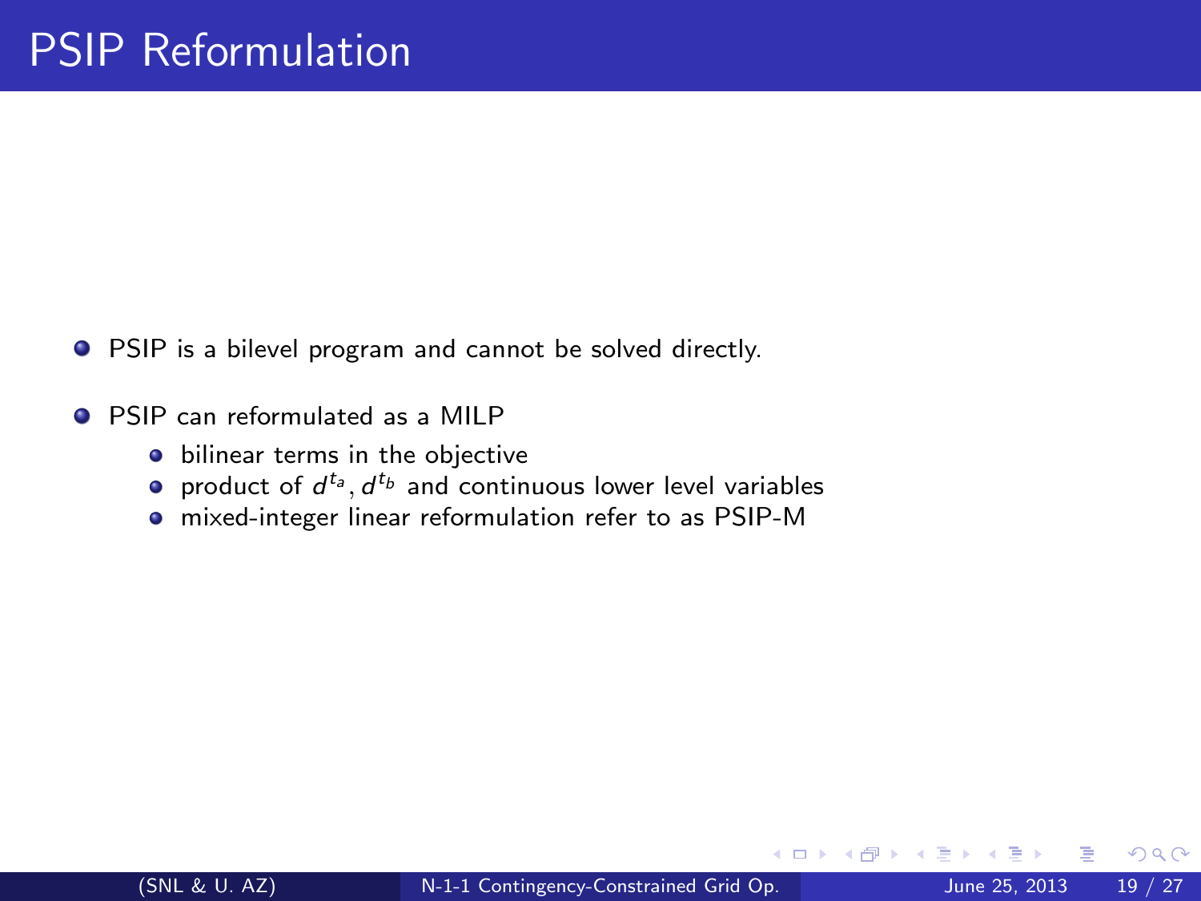# PSIP Reformulation

- PSIP is a bilevel program and cannot be solved directly.
- PSIP can reformulated as a MILP
  - bilinear terms in the objective
  - product of $d^{t_a}, d^{t_b}$ and continuous lower level variables
  - mixed-integer linear reformulation refer to as PSIP-M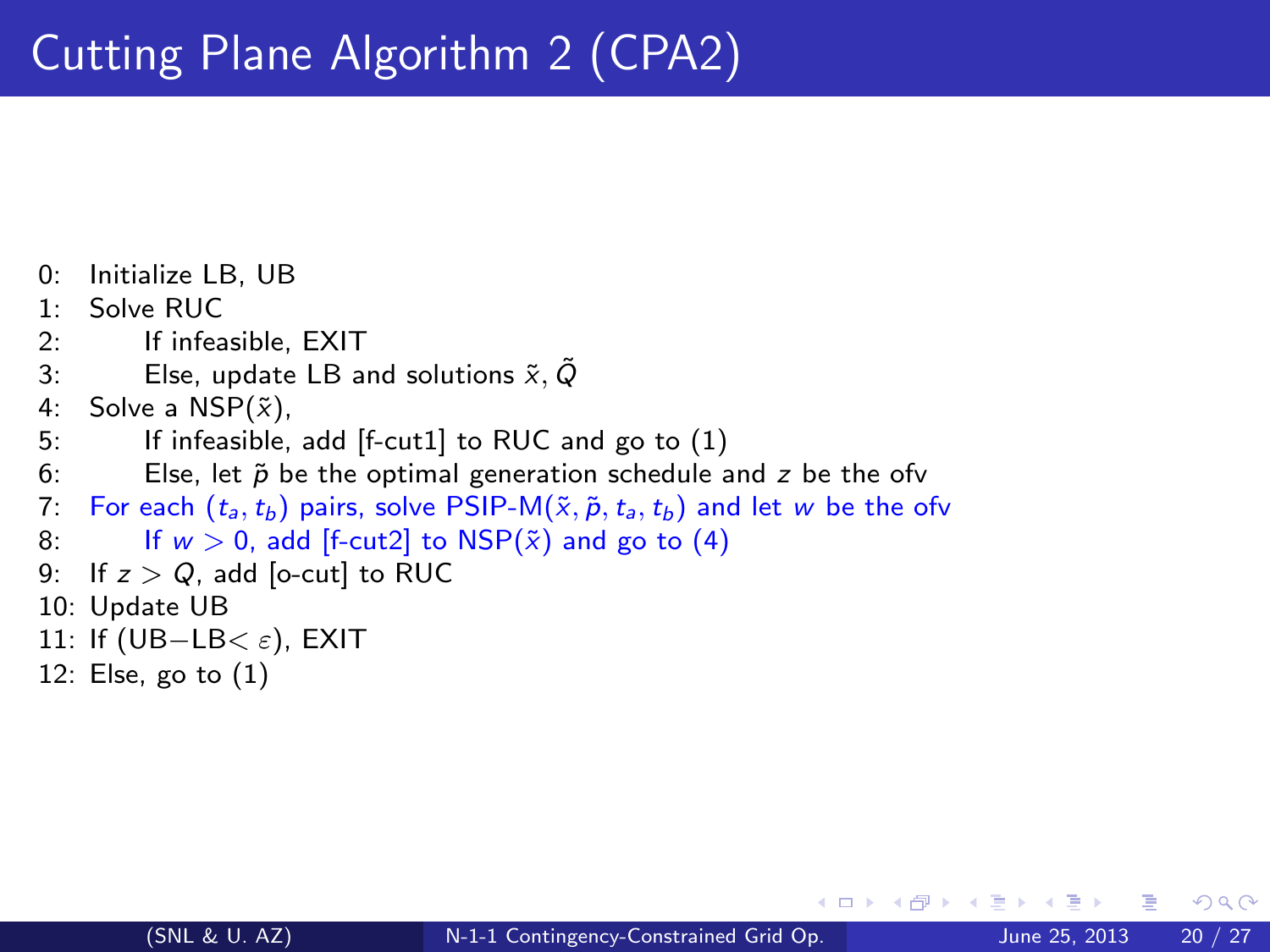# Cutting Plane Algorithm 2 (CPA2)

0: Initialize LB, UB
1: Solve RUC
2: If infeasible, EXIT
3: Else, update LB and solutions $\tilde{x}$, $\tilde{Q}$
4: Solve a NSP($\tilde{x}$),
5: If infeasible, add [f-cut1] to RUC and go to (1)
6: Else, let $\tilde{p}$ be the optimal generation schedule and $z$ be the ofv
7: For each $(t_a, t_b)$ pairs, solve PSIP-M($\tilde{x}, \tilde{p}, t_a, t_b$) and let $w$ be the ofv
8: If $w > 0$, add [f-cut2] to NSP($\tilde{x}$) and go to (4)
9: If $z > Q$, add [o-cut] to RUC
10: Update UB
11: If (UB$-$LB$< \varepsilon$), EXIT
12: Else, go to (1)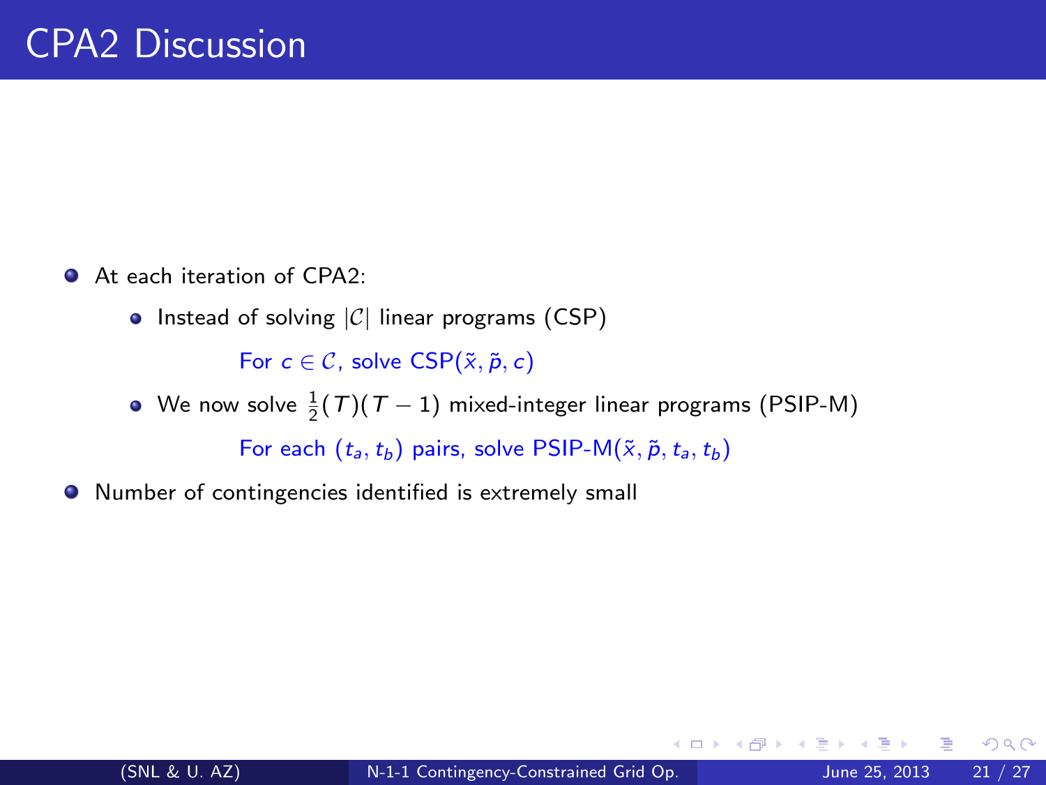# CPA2 Discussion

- At each iteration of CPA2:
  - Instead of solving $|\mathcal{C}|$ linear programs (CSP)

    For $c \in \mathcal{C}$, solve $\text{CSP}(\tilde{x}, \tilde{p}, c)$

  - We now solve $\frac{1}{2}(T)(T-1)$ mixed-integer linear programs (PSIP-M)

    For each $(t_a, t_b)$ pairs, solve $\text{PSIP-M}(\tilde{x}, \tilde{p}, t_a, t_b)$

- Number of contingencies identified is extremely small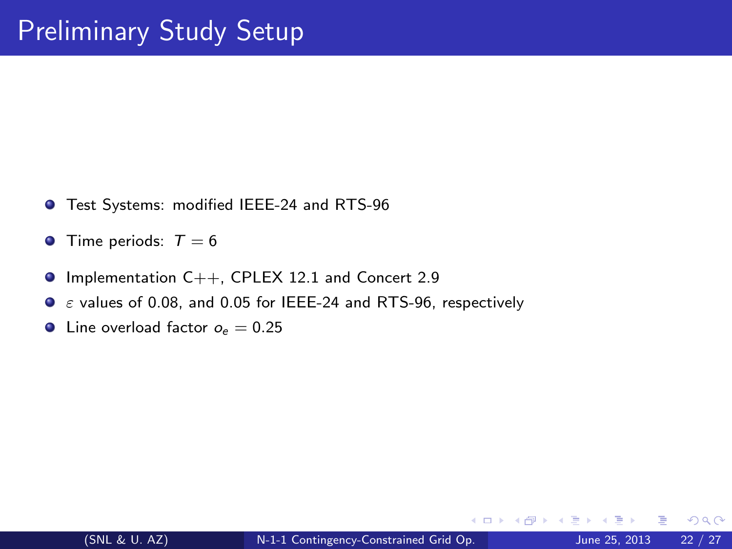# Preliminary Study Setup

- Test Systems: modified IEEE-24 and RTS-96
- Time periods: $T = 6$
- Implementation C++, CPLEX 12.1 and Concert 2.9
- $\varepsilon$ values of 0.08, and 0.05 for IEEE-24 and RTS-96, respectively
- Line overload factor $o_e = 0.25$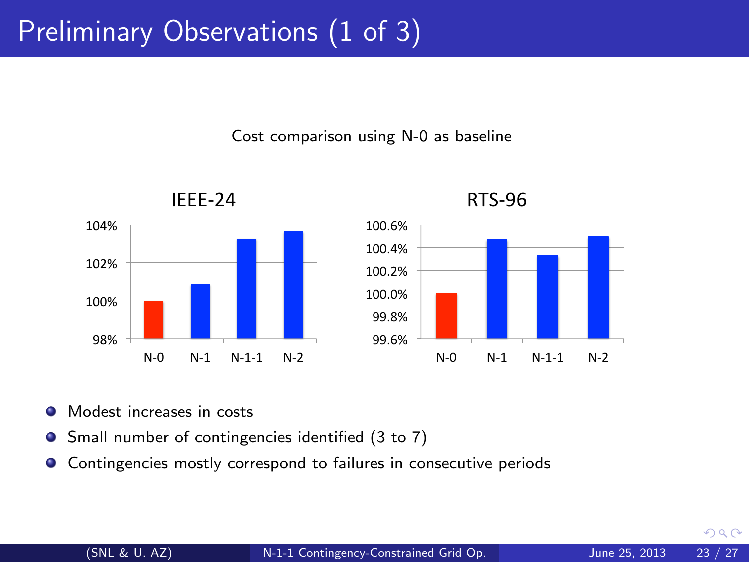# Preliminary Observations (1 of 3)

Cost comparison using N-0 as baseline

IEEE-24

RTS-96

- Modest increases in costs
- Small number of contingencies identified (3 to 7)
- Contingencies mostly correspond to failures in consecutive periods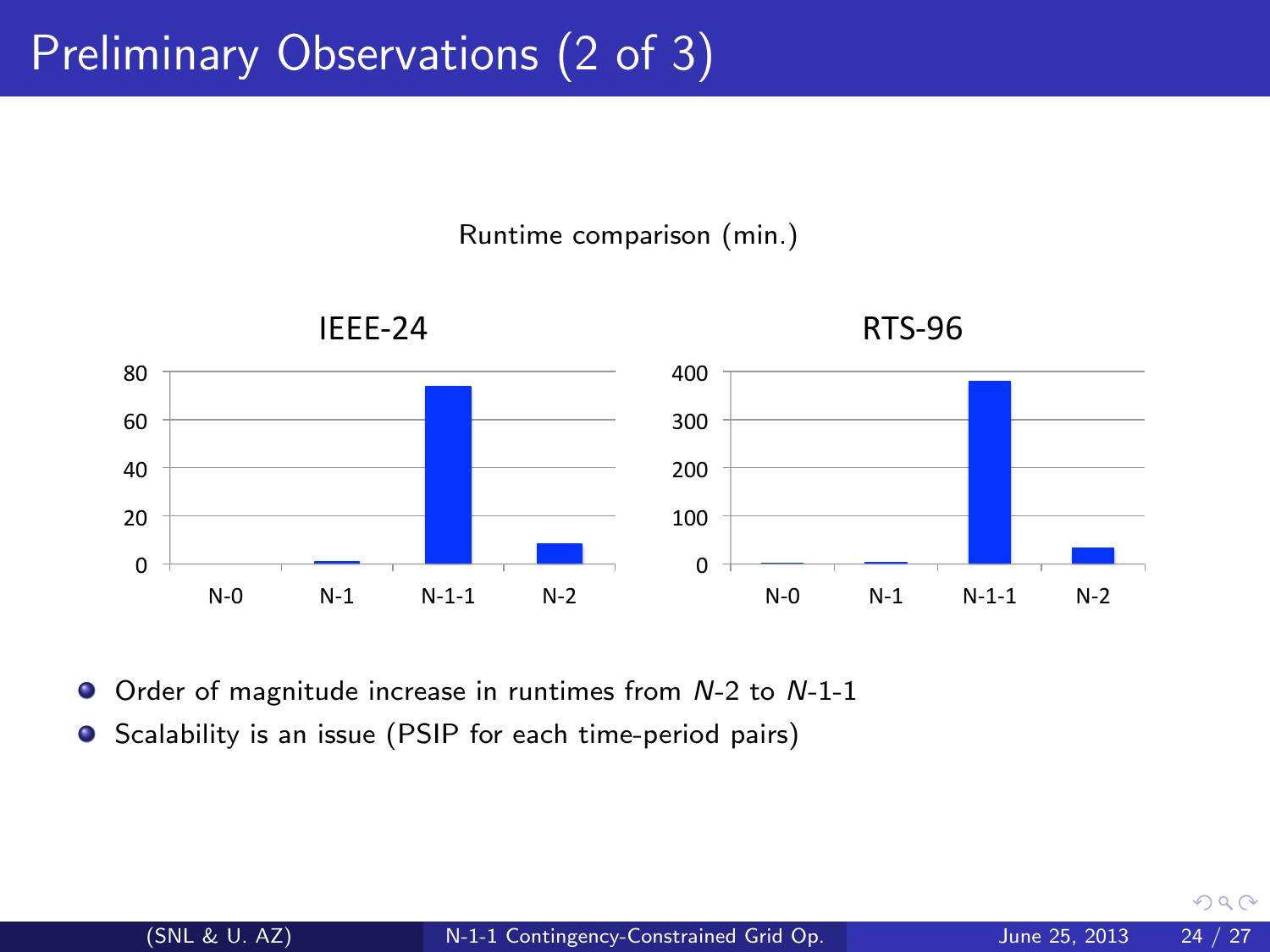# Preliminary Observations (2 of 3)

Runtime comparison (min.)

IEEE-24

RTS-96

- Order of magnitude increase in runtimes from $N$-2 to $N$-1-1
- Scalability is an issue (PSIP for each time-period pairs)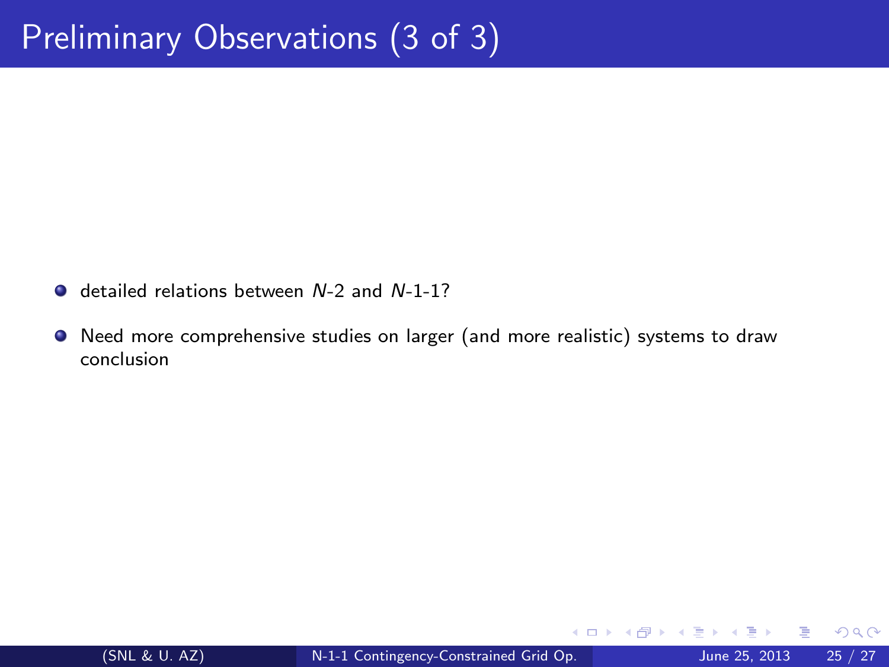# Preliminary Observations (3 of 3)

- detailed relations between $N$-2 and $N$-1-1?
- Need more comprehensive studies on larger (and more realistic) systems to draw conclusion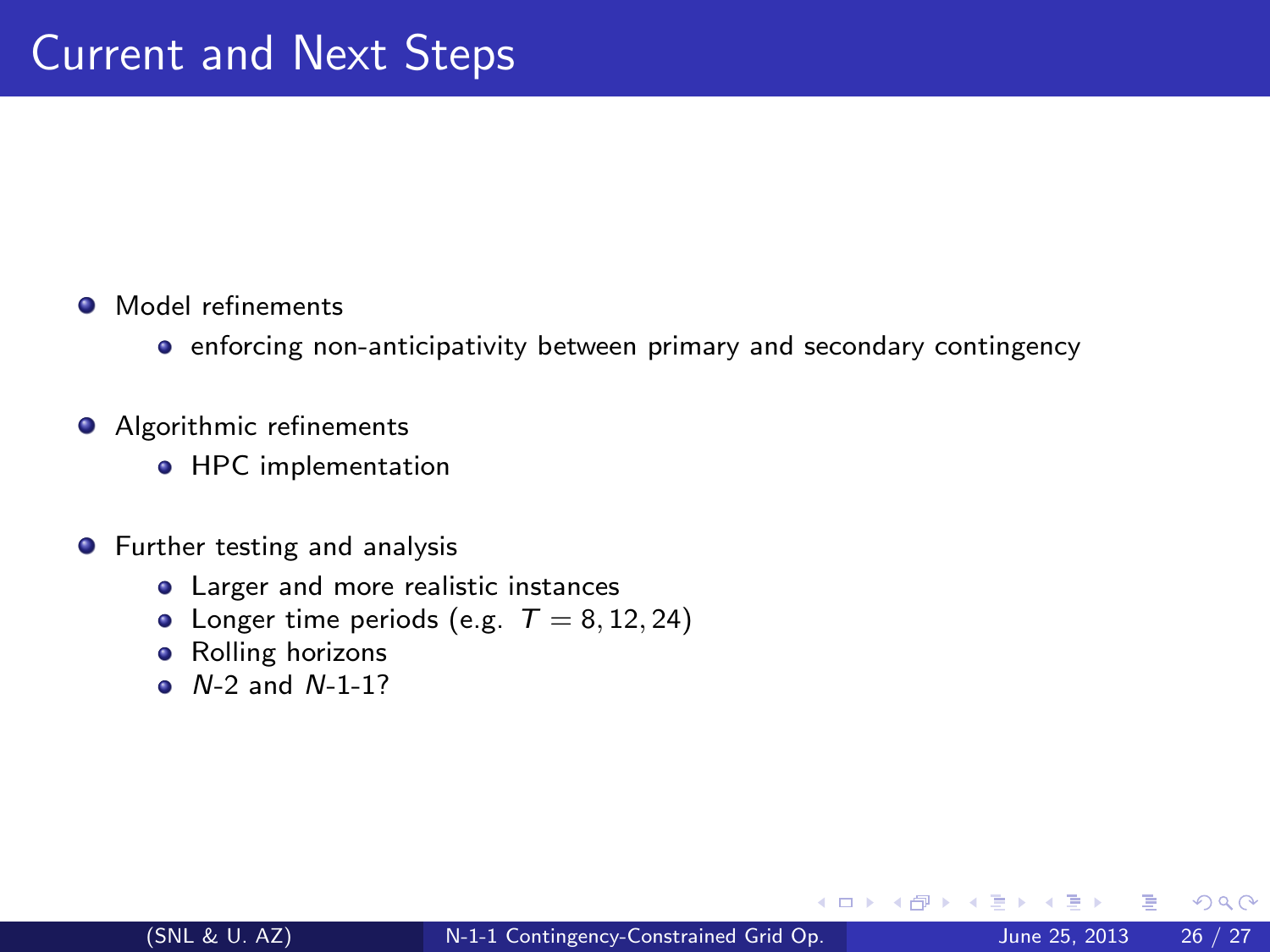# Current and Next Steps

- Model refinements
  - enforcing non-anticipativity between primary and secondary contingency
- Algorithmic refinements
  - HPC implementation
- Further testing and analysis
  - Larger and more realistic instances
  - Longer time periods (e.g. $T = 8, 12, 24$)
  - Rolling horizons
  - $N$-2 and $N$-1-1?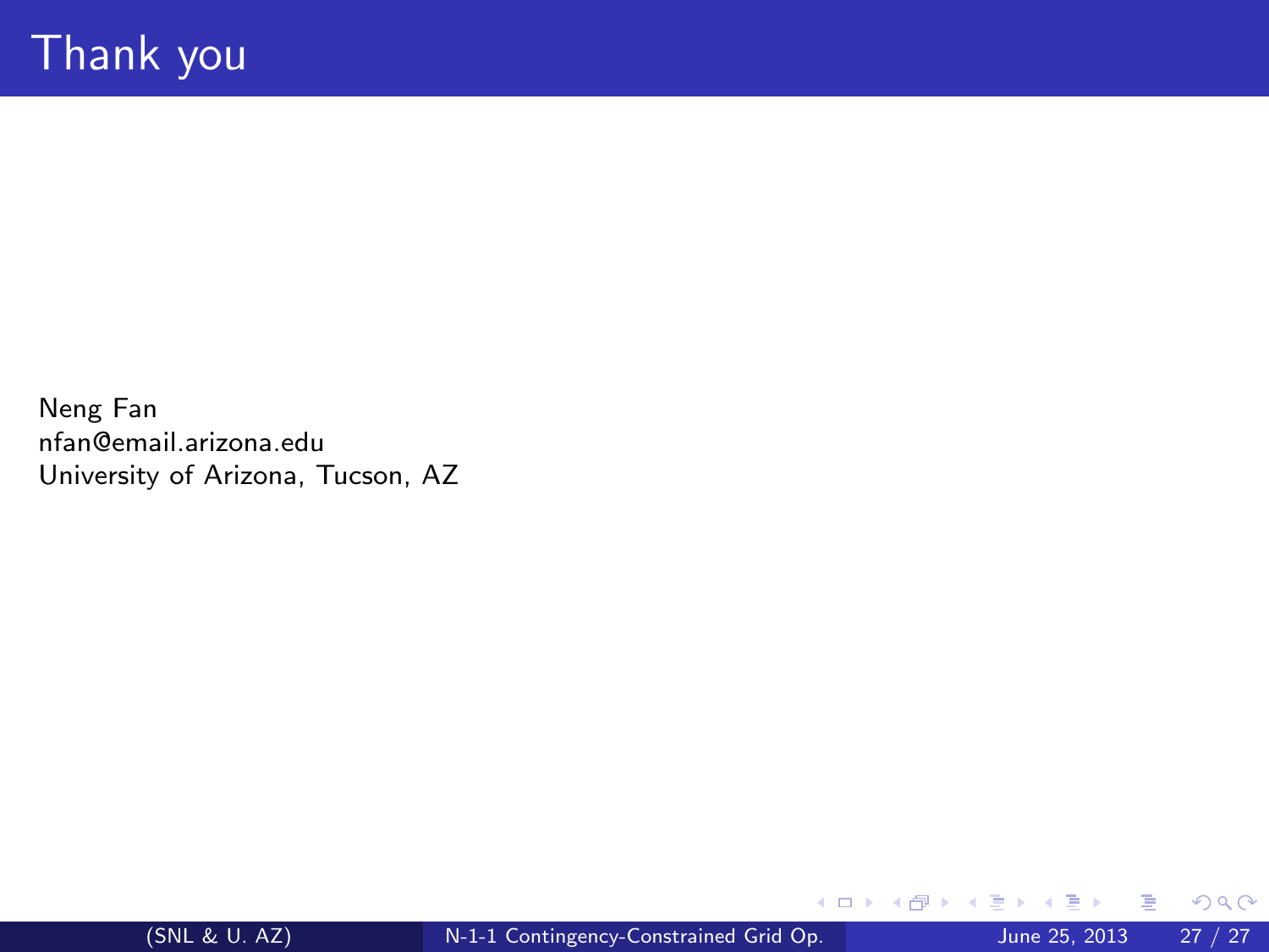# Thank you

Neng Fan
nfan@email.arizona.edu
University of Arizona, Tucson, AZ